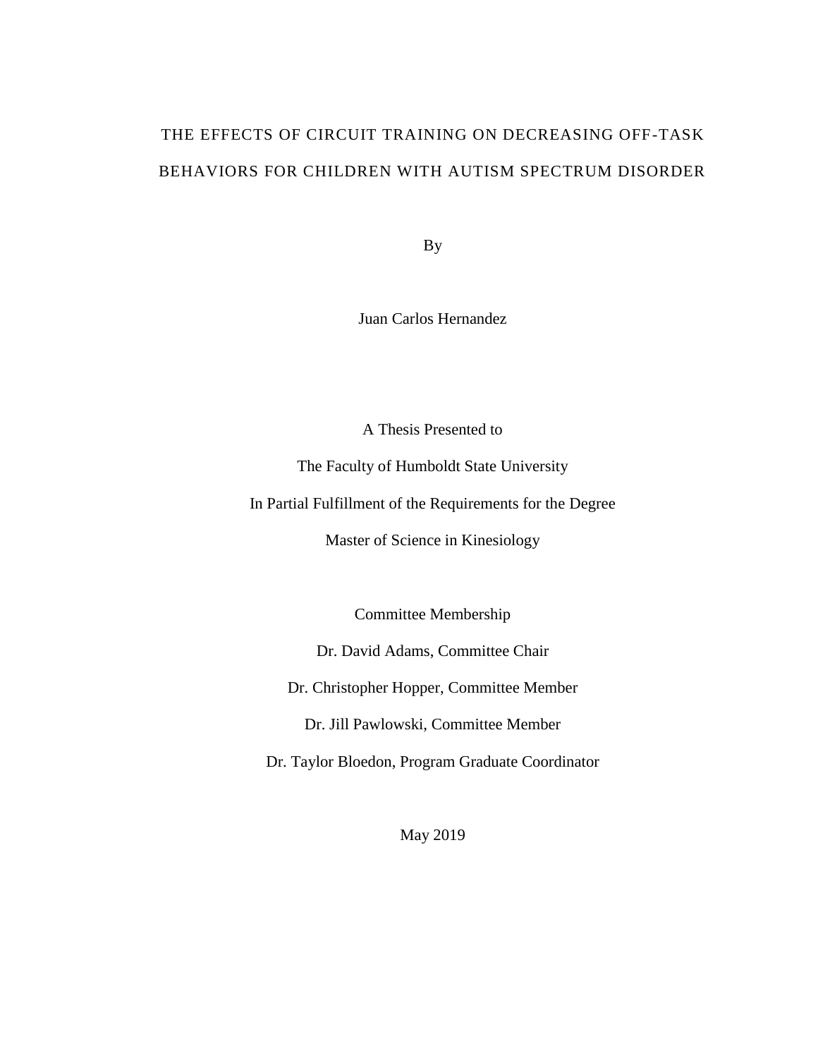# THE EFFECTS OF CIRCUIT TRAINING ON DECREASING OFF-TASK BEHAVIORS FOR CHILDREN WITH AUTISM SPECTRUM DISORDER

By

Juan Carlos Hernandez

A Thesis Presented to

The Faculty of Humboldt State University

In Partial Fulfillment of the Requirements for the Degree

Master of Science in Kinesiology

Committee Membership

Dr. David Adams, Committee Chair

Dr. Christopher Hopper, Committee Member

Dr. Jill Pawlowski, Committee Member

Dr. Taylor Bloedon, Program Graduate Coordinator

May 2019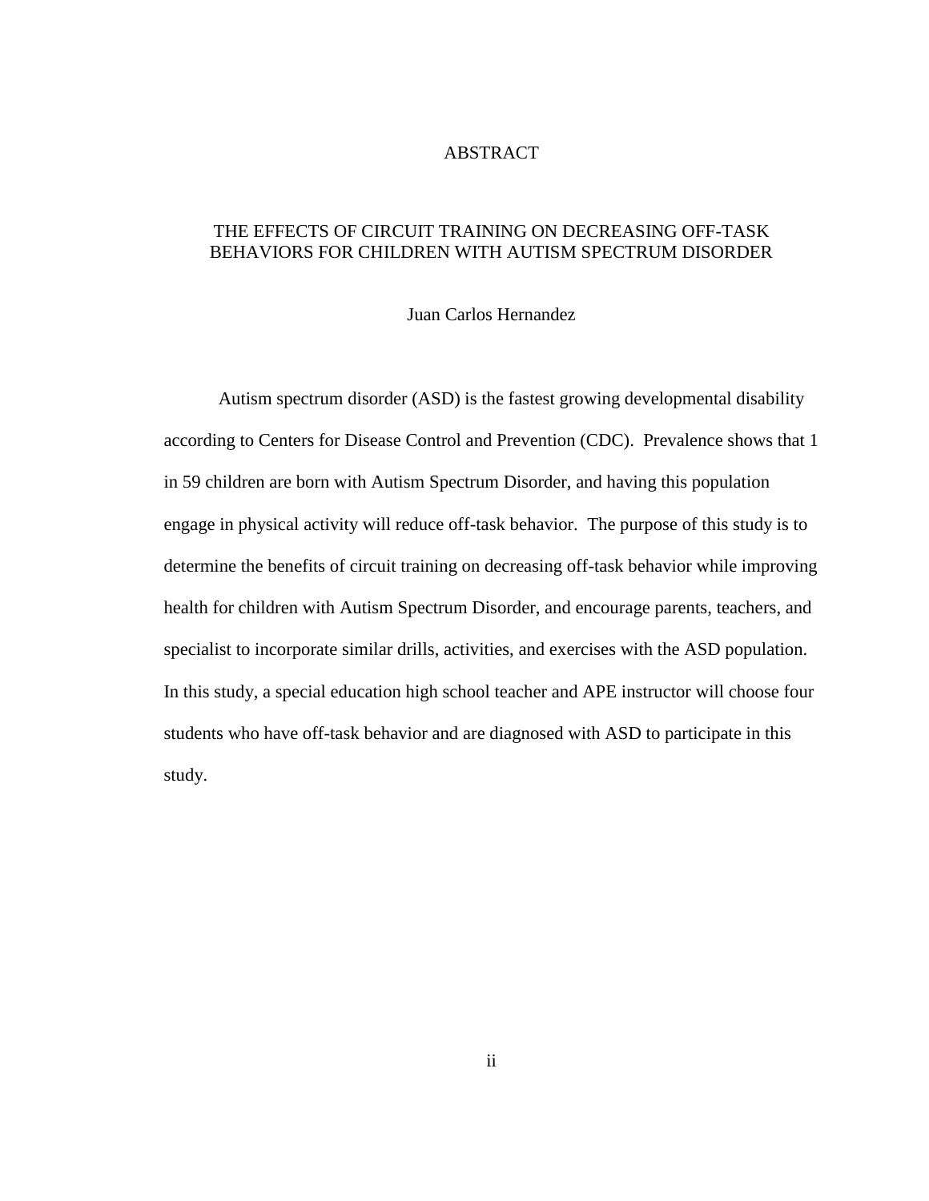# ABSTRACT

## THE EFFECTS OF CIRCUIT TRAINING ON DECREASING OFF-TASK BEHAVIORS FOR CHILDREN WITH AUTISM SPECTRUM DISORDER

Juan Carlos Hernandez

Autism spectrum disorder (ASD) is the fastest growing developmental disability according to Centers for Disease Control and Prevention (CDC). Prevalence shows that 1 in 59 children are born with Autism Spectrum Disorder, and having this population engage in physical activity will reduce off-task behavior. The purpose of this study is to determine the benefits of circuit training on decreasing off-task behavior while improving health for children with Autism Spectrum Disorder, and encourage parents, teachers, and specialist to incorporate similar drills, activities, and exercises with the ASD population. In this study, a special education high school teacher and APE instructor will choose four students who have off-task behavior and are diagnosed with ASD to participate in this study.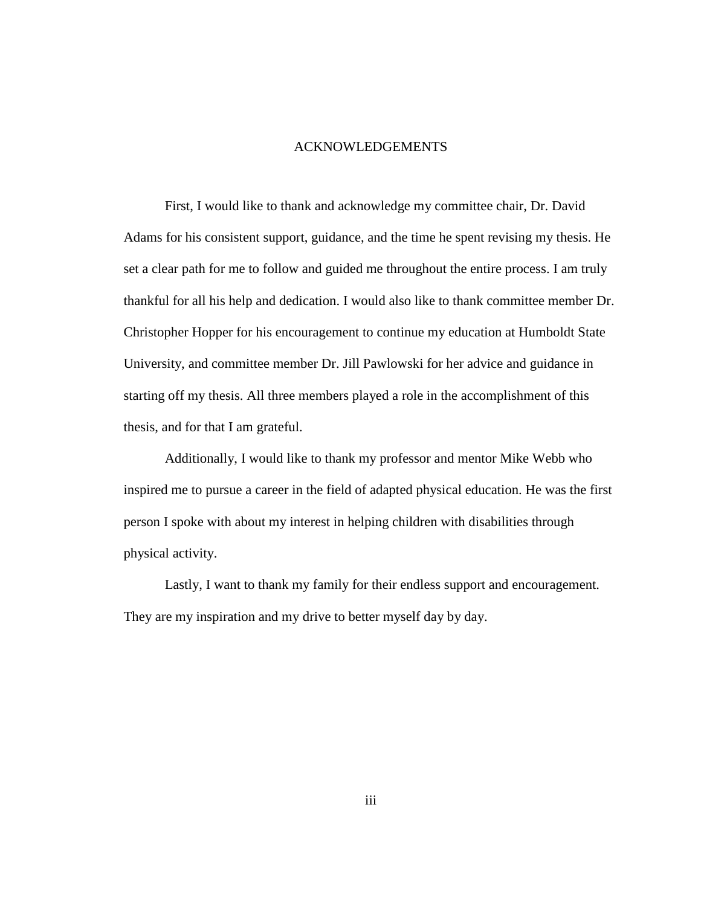# ACKNOWLEDGEMENTS

First, I would like to thank and acknowledge my committee chair, Dr. David Adams for his consistent support, guidance, and the time he spent revising my thesis. He set a clear path for me to follow and guided me throughout the entire process. I am truly thankful for all his help and dedication. I would also like to thank committee member Dr. Christopher Hopper for his encouragement to continue my education at Humboldt State University, and committee member Dr. Jill Pawlowski for her advice and guidance in starting off my thesis. All three members played a role in the accomplishment of this thesis, and for that I am grateful.

Additionally, I would like to thank my professor and mentor Mike Webb who inspired me to pursue a career in the field of adapted physical education. He was the first person I spoke with about my interest in helping children with disabilities through physical activity.

Lastly, I want to thank my family for their endless support and encouragement. They are my inspiration and my drive to better myself day by day.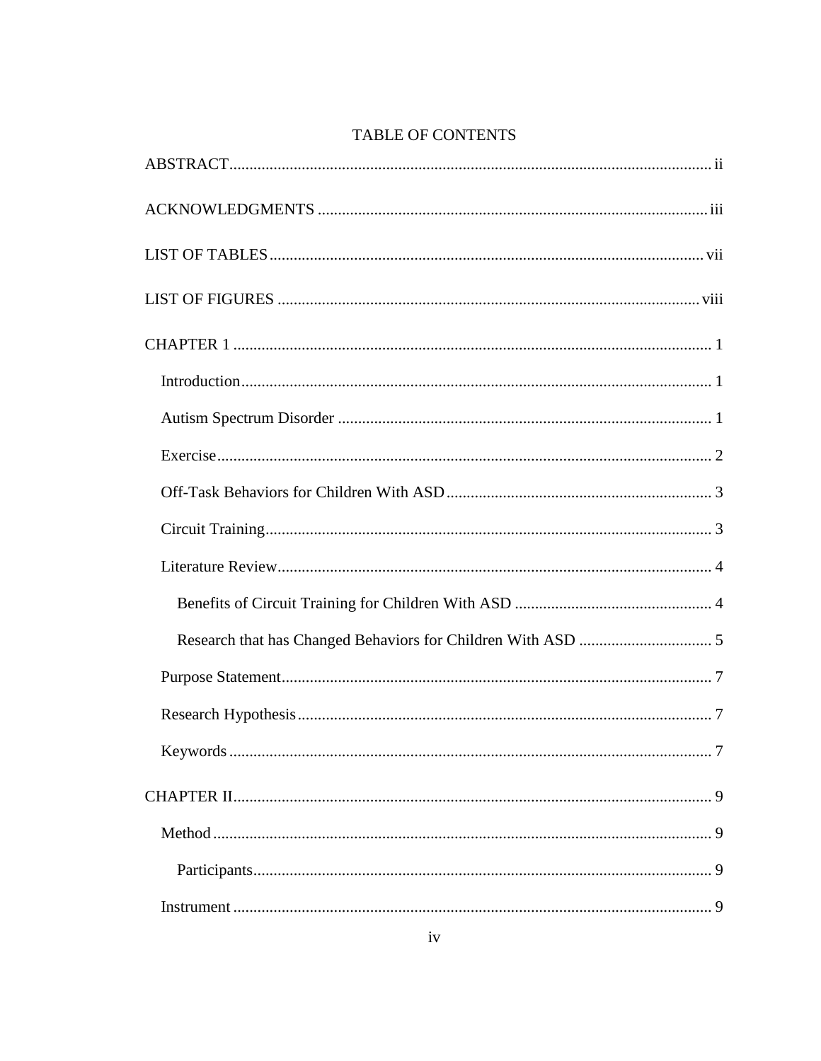# TABLE OF CONTENTS

ABSTRACT ..... ii

ACKNOWLEDGMENTS ..... iii

LIST OF TABLES ..... vii

LIST OF FIGURES ..... viii

CHAPTER 1 ..... 1

- Introduction ..... 1
- Autism Spectrum Disorder ..... 1
- Exercise ..... 2
- Off-Task Behaviors for Children With ASD ..... 3
- Circuit Training ..... 3
- Literature Review ..... 4
  - Benefits of Circuit Training for Children With ASD ..... 4
  - Research that has Changed Behaviors for Children With ASD ..... 5
- Purpose Statement ..... 7
- Research Hypothesis ..... 7
- Keywords ..... 7

CHAPTER II ..... 9

- Method ..... 9
  - Participants ..... 9
- Instrument ..... 9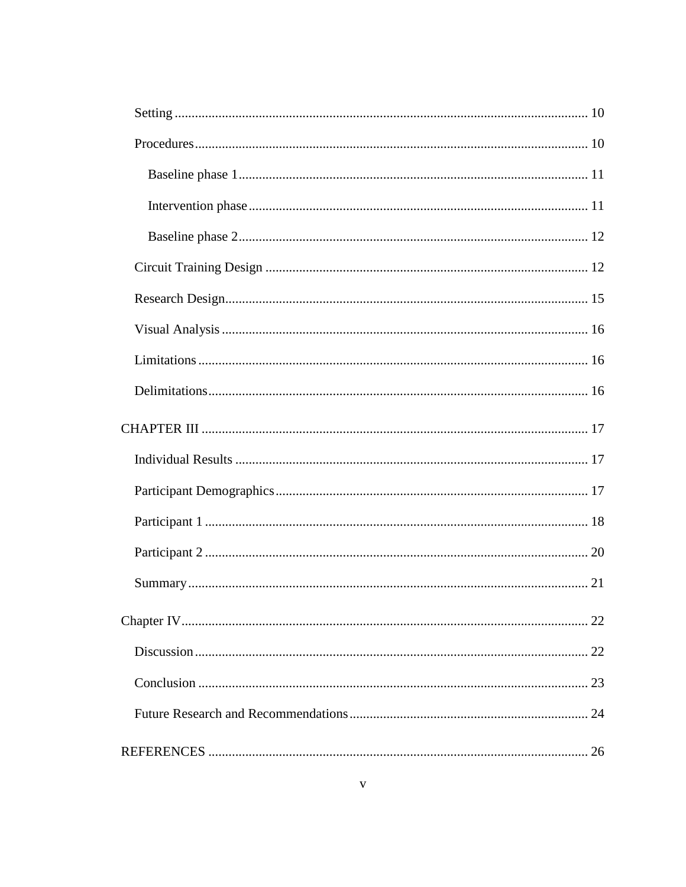Setting ........................................................................................................................ 10

Procedures .................................................................................................................. 10

Baseline phase 1 ..................................................................................................... 11

Intervention phase .................................................................................................. 11

Baseline phase 2 ..................................................................................................... 12

Circuit Training Design ............................................................................................. 12

Research Design ......................................................................................................... 15

Visual Analysis .......................................................................................................... 16

Limitations ................................................................................................................. 16

Delimitations .............................................................................................................. 16

CHAPTER III ................................................................................................................ 17

Individual Results ...................................................................................................... 17

Participant Demographics .......................................................................................... 17

Participant 1 ............................................................................................................... 18

Participant 2 ............................................................................................................... 20

Summary .................................................................................................................... 21

Chapter IV ...................................................................................................................... 22

Discussion .................................................................................................................. 22

Conclusion ................................................................................................................. 23

Future Research and Recommendations .................................................................... 24

REFERENCES .............................................................................................................. 26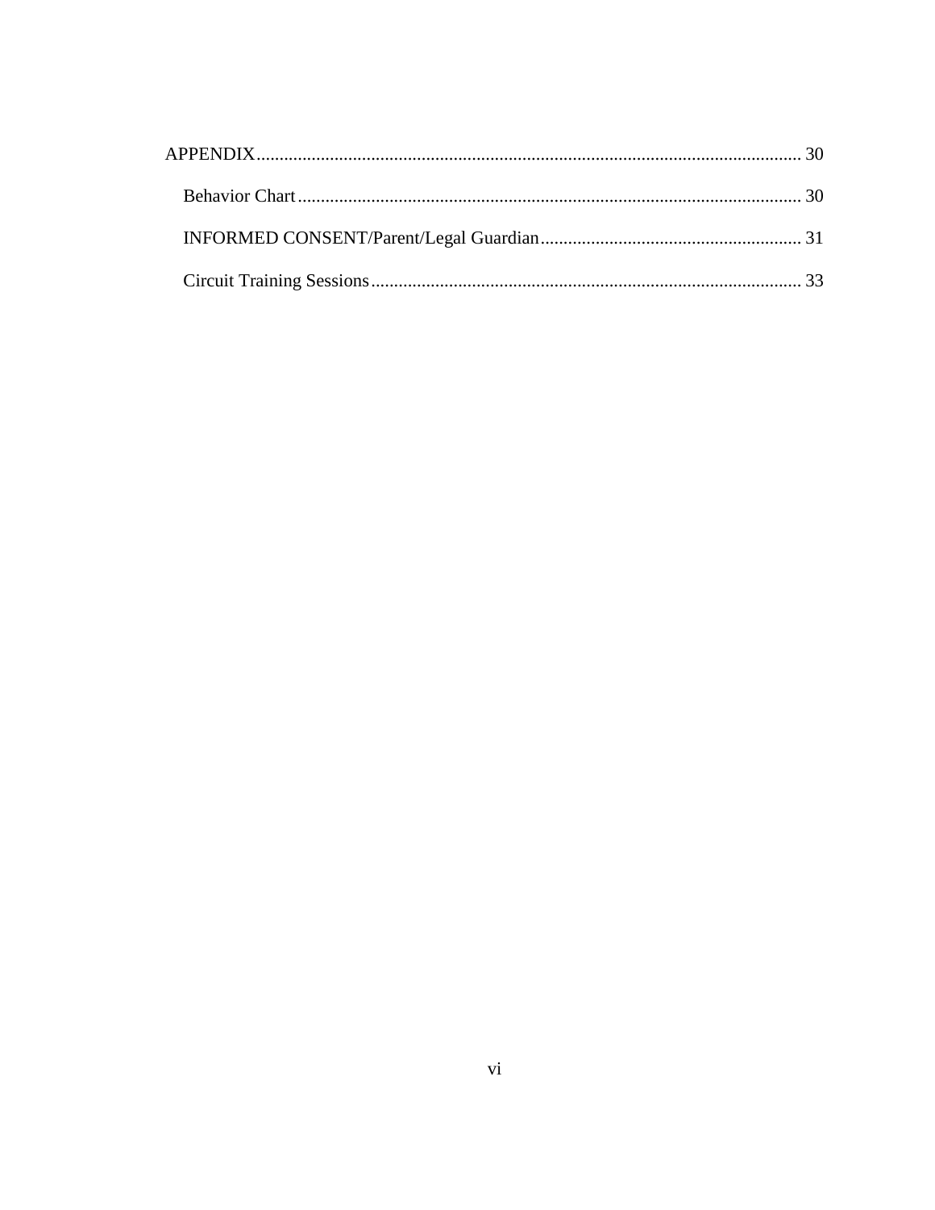APPENDIX ........................................................................................................... 30

  Behavior Chart ................................................................................................ 30

  INFORMED CONSENT/Parent/Legal Guardian ............................................................ 31

  Circuit Training Sessions ................................................................................ 33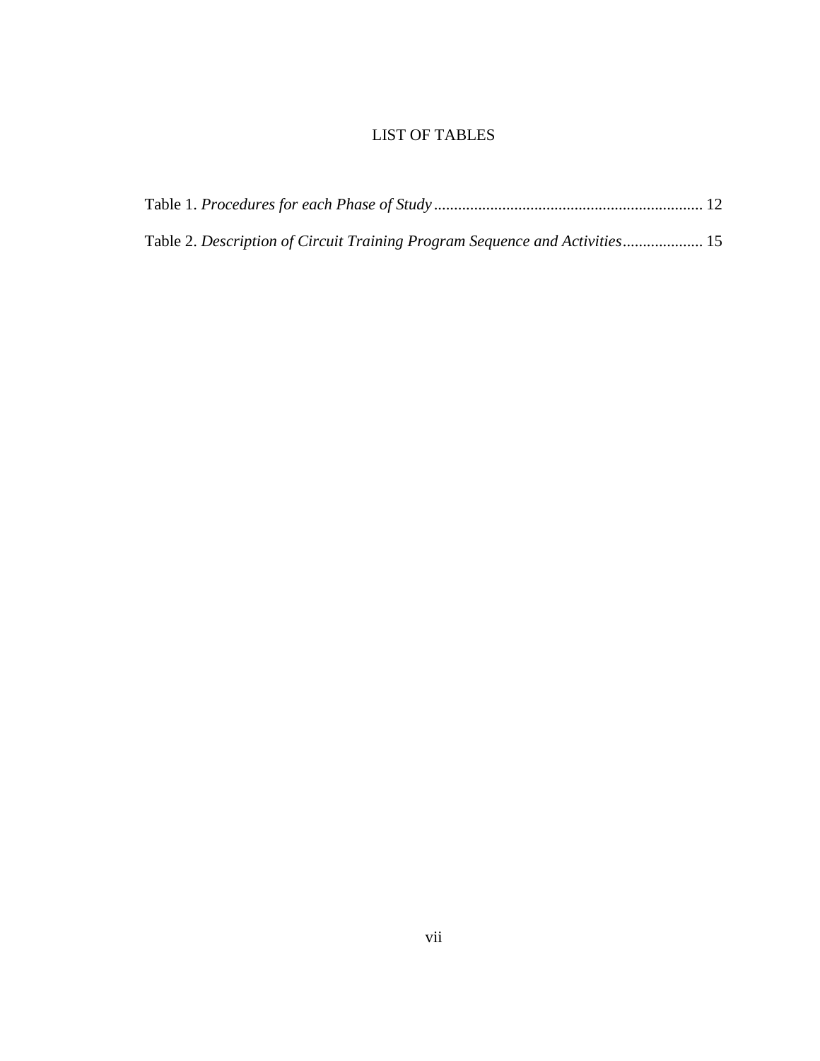# LIST OF TABLES

Table 1. *Procedures for each Phase of Study* .................................................................. 12

Table 2. *Description of Circuit Training Program Sequence and Activities* .................... 15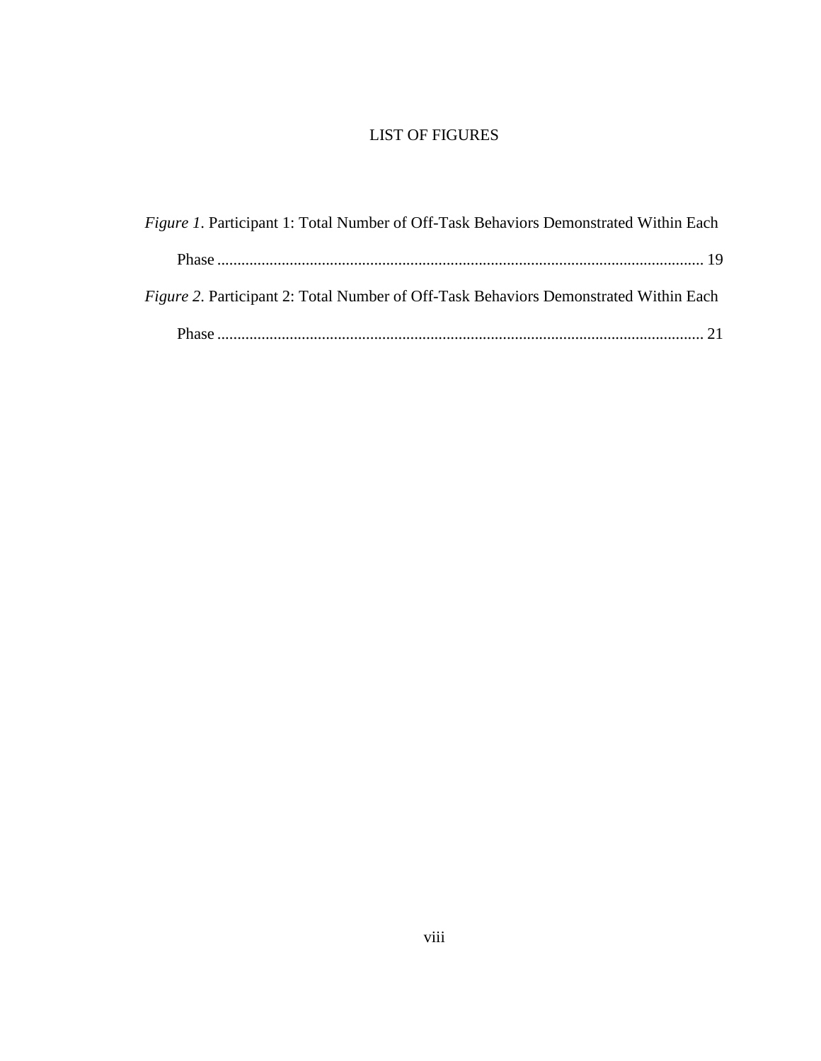# LIST OF FIGURES

*Figure 1*. Participant 1: Total Number of Off-Task Behaviors Demonstrated Within Each Phase ........................................................................................................................ 19

*Figure 2*. Participant 2: Total Number of Off-Task Behaviors Demonstrated Within Each Phase ........................................................................................................................ 21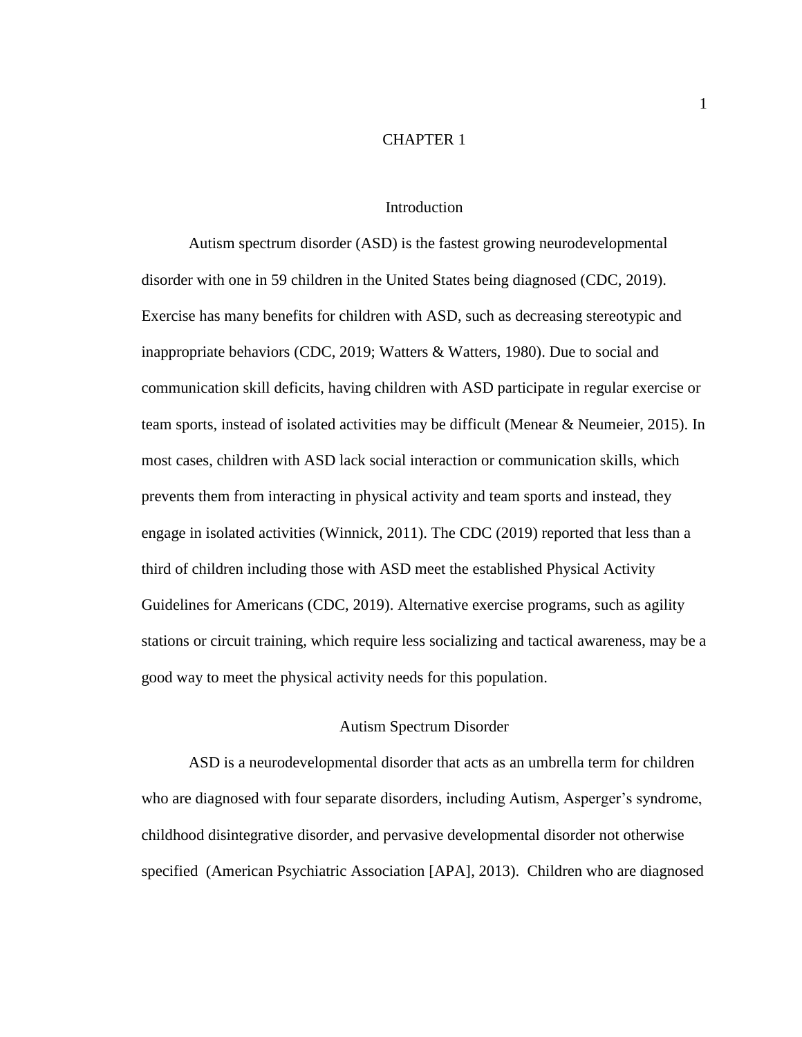# CHAPTER 1

## Introduction

Autism spectrum disorder (ASD) is the fastest growing neurodevelopmental disorder with one in 59 children in the United States being diagnosed (CDC, 2019). Exercise has many benefits for children with ASD, such as decreasing stereotypic and inappropriate behaviors (CDC, 2019; Watters & Watters, 1980). Due to social and communication skill deficits, having children with ASD participate in regular exercise or team sports, instead of isolated activities may be difficult (Menear & Neumeier, 2015). In most cases, children with ASD lack social interaction or communication skills, which prevents them from interacting in physical activity and team sports and instead, they engage in isolated activities (Winnick, 2011). The CDC (2019) reported that less than a third of children including those with ASD meet the established Physical Activity Guidelines for Americans (CDC, 2019). Alternative exercise programs, such as agility stations or circuit training, which require less socializing and tactical awareness, may be a good way to meet the physical activity needs for this population.

## Autism Spectrum Disorder

ASD is a neurodevelopmental disorder that acts as an umbrella term for children who are diagnosed with four separate disorders, including Autism, Asperger's syndrome, childhood disintegrative disorder, and pervasive developmental disorder not otherwise specified (American Psychiatric Association [APA], 2013). Children who are diagnosed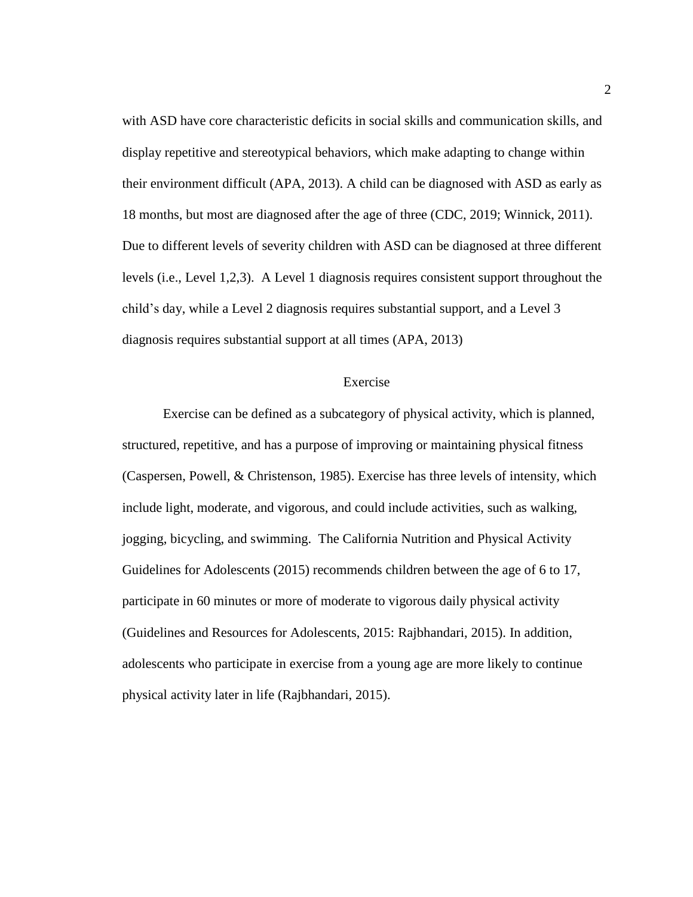with ASD have core characteristic deficits in social skills and communication skills, and display repetitive and stereotypical behaviors, which make adapting to change within their environment difficult (APA, 2013). A child can be diagnosed with ASD as early as 18 months, but most are diagnosed after the age of three (CDC, 2019; Winnick, 2011). Due to different levels of severity children with ASD can be diagnosed at three different levels (i.e., Level 1,2,3). A Level 1 diagnosis requires consistent support throughout the child's day, while a Level 2 diagnosis requires substantial support, and a Level 3 diagnosis requires substantial support at all times (APA, 2013)

## Exercise

Exercise can be defined as a subcategory of physical activity, which is planned, structured, repetitive, and has a purpose of improving or maintaining physical fitness (Caspersen, Powell, & Christenson, 1985). Exercise has three levels of intensity, which include light, moderate, and vigorous, and could include activities, such as walking, jogging, bicycling, and swimming. The California Nutrition and Physical Activity Guidelines for Adolescents (2015) recommends children between the age of 6 to 17, participate in 60 minutes or more of moderate to vigorous daily physical activity (Guidelines and Resources for Adolescents, 2015: Rajbhandari, 2015). In addition, adolescents who participate in exercise from a young age are more likely to continue physical activity later in life (Rajbhandari, 2015).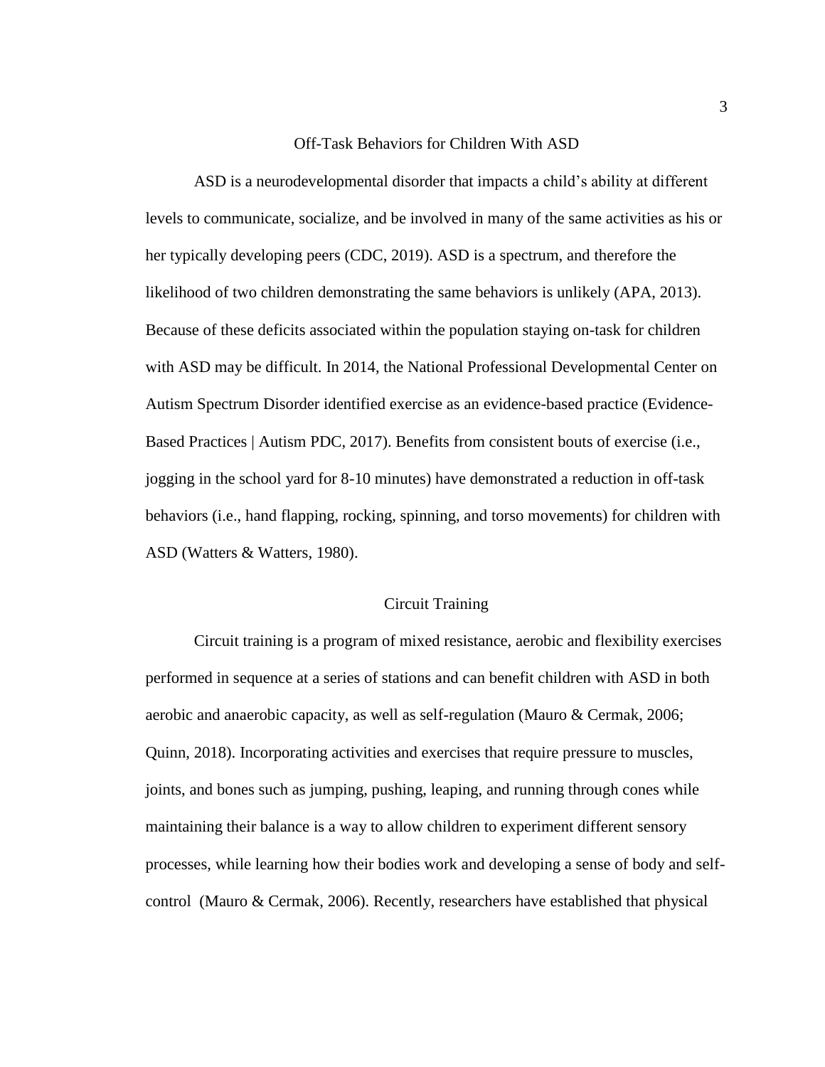## Off-Task Behaviors for Children With ASD

ASD is a neurodevelopmental disorder that impacts a child's ability at different levels to communicate, socialize, and be involved in many of the same activities as his or her typically developing peers (CDC, 2019). ASD is a spectrum, and therefore the likelihood of two children demonstrating the same behaviors is unlikely (APA, 2013). Because of these deficits associated within the population staying on-task for children with ASD may be difficult. In 2014, the National Professional Developmental Center on Autism Spectrum Disorder identified exercise as an evidence-based practice (Evidence-Based Practices | Autism PDC, 2017). Benefits from consistent bouts of exercise (i.e., jogging in the school yard for 8-10 minutes) have demonstrated a reduction in off-task behaviors (i.e., hand flapping, rocking, spinning, and torso movements) for children with ASD (Watters & Watters, 1980).

## Circuit Training

Circuit training is a program of mixed resistance, aerobic and flexibility exercises performed in sequence at a series of stations and can benefit children with ASD in both aerobic and anaerobic capacity, as well as self-regulation (Mauro & Cermak, 2006; Quinn, 2018). Incorporating activities and exercises that require pressure to muscles, joints, and bones such as jumping, pushing, leaping, and running through cones while maintaining their balance is a way to allow children to experiment different sensory processes, while learning how their bodies work and developing a sense of body and self-control (Mauro & Cermak, 2006). Recently, researchers have established that physical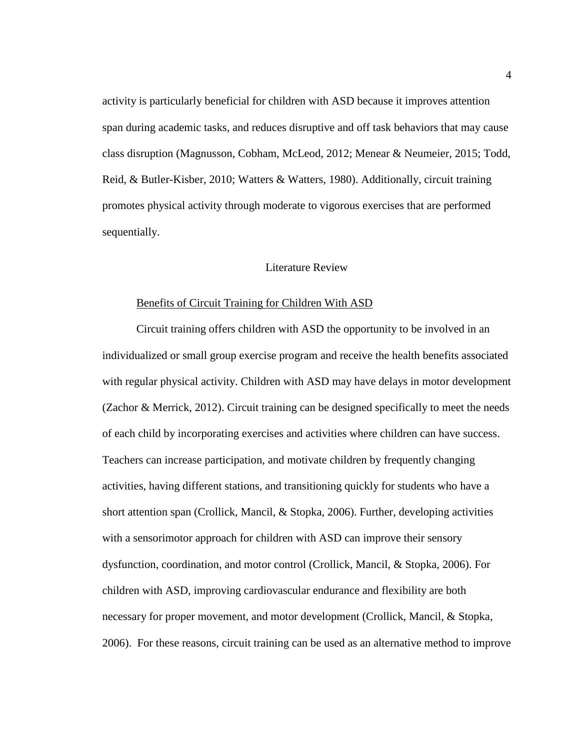activity is particularly beneficial for children with ASD because it improves attention span during academic tasks, and reduces disruptive and off task behaviors that may cause class disruption (Magnusson, Cobham, McLeod, 2012; Menear & Neumeier, 2015; Todd, Reid, & Butler-Kisber, 2010; Watters & Watters, 1980). Additionally, circuit training promotes physical activity through moderate to vigorous exercises that are performed sequentially.

## Literature Review

### Benefits of Circuit Training for Children With ASD

Circuit training offers children with ASD the opportunity to be involved in an individualized or small group exercise program and receive the health benefits associated with regular physical activity. Children with ASD may have delays in motor development (Zachor & Merrick, 2012). Circuit training can be designed specifically to meet the needs of each child by incorporating exercises and activities where children can have success. Teachers can increase participation, and motivate children by frequently changing activities, having different stations, and transitioning quickly for students who have a short attention span (Crollick, Mancil, & Stopka, 2006). Further, developing activities with a sensorimotor approach for children with ASD can improve their sensory dysfunction, coordination, and motor control (Crollick, Mancil, & Stopka, 2006). For children with ASD, improving cardiovascular endurance and flexibility are both necessary for proper movement, and motor development (Crollick, Mancil, & Stopka, 2006). For these reasons, circuit training can be used as an alternative method to improve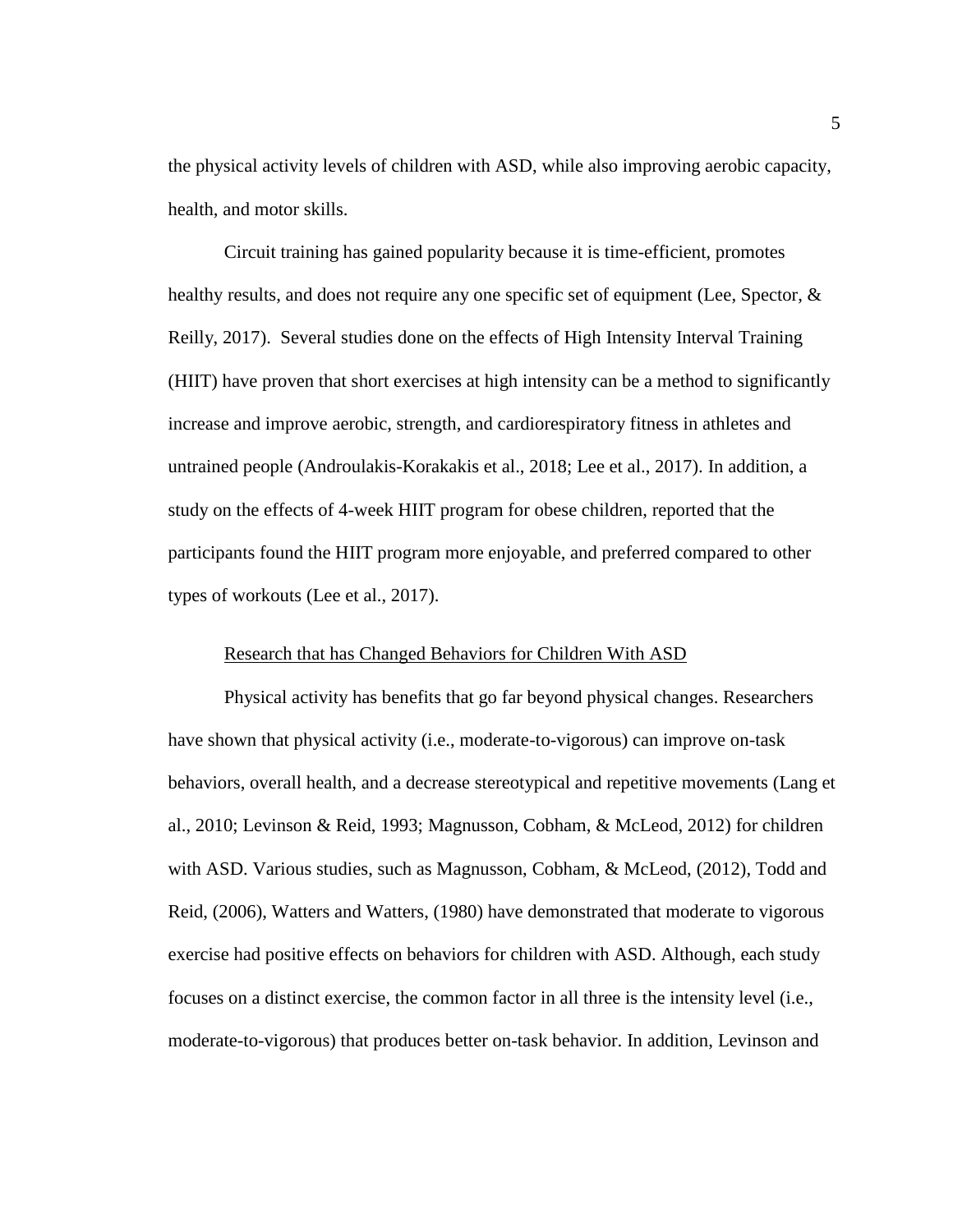the physical activity levels of children with ASD, while also improving aerobic capacity, health, and motor skills.

Circuit training has gained popularity because it is time-efficient, promotes healthy results, and does not require any one specific set of equipment (Lee, Spector, & Reilly, 2017). Several studies done on the effects of High Intensity Interval Training (HIIT) have proven that short exercises at high intensity can be a method to significantly increase and improve aerobic, strength, and cardiorespiratory fitness in athletes and untrained people (Androulakis-Korakakis et al., 2018; Lee et al., 2017). In addition, a study on the effects of 4-week HIIT program for obese children, reported that the participants found the HIIT program more enjoyable, and preferred compared to other types of workouts (Lee et al., 2017).

## Research that has Changed Behaviors for Children With ASD

Physical activity has benefits that go far beyond physical changes. Researchers have shown that physical activity (i.e., moderate-to-vigorous) can improve on-task behaviors, overall health, and a decrease stereotypical and repetitive movements (Lang et al., 2010; Levinson & Reid, 1993; Magnusson, Cobham, & McLeod, 2012) for children with ASD. Various studies, such as Magnusson, Cobham, & McLeod, (2012), Todd and Reid, (2006), Watters and Watters, (1980) have demonstrated that moderate to vigorous exercise had positive effects on behaviors for children with ASD. Although, each study focuses on a distinct exercise, the common factor in all three is the intensity level (i.e., moderate-to-vigorous) that produces better on-task behavior. In addition, Levinson and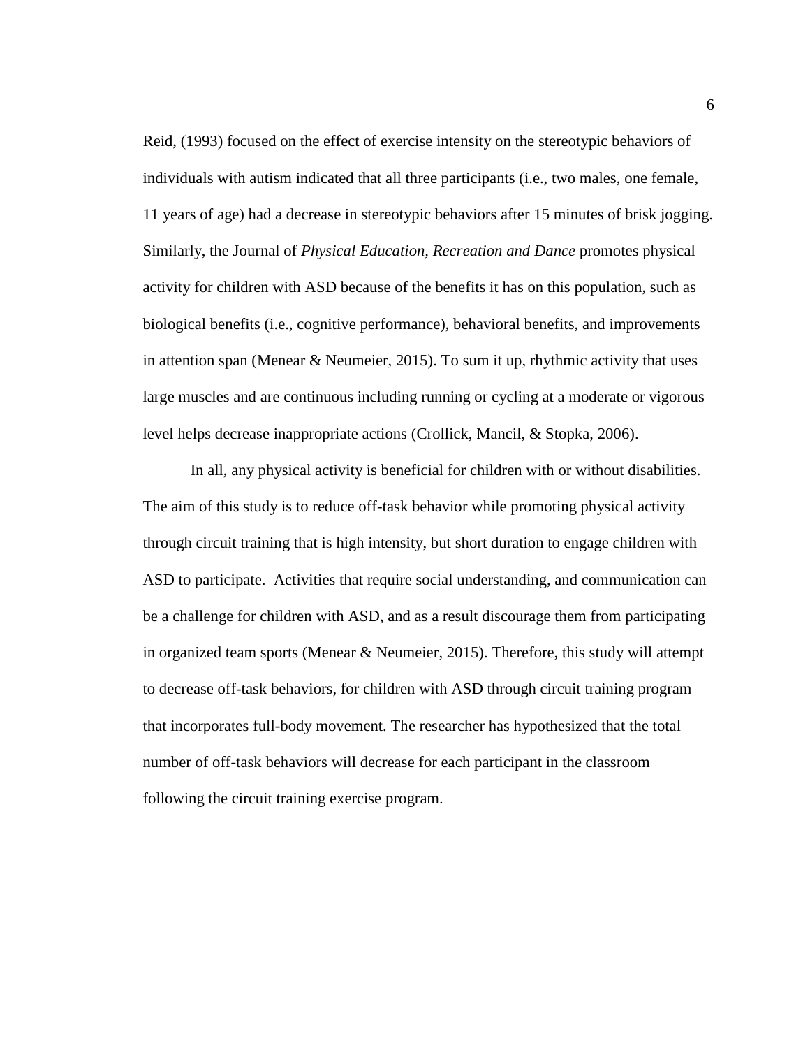Reid, (1993) focused on the effect of exercise intensity on the stereotypic behaviors of individuals with autism indicated that all three participants (i.e., two males, one female, 11 years of age) had a decrease in stereotypic behaviors after 15 minutes of brisk jogging. Similarly, the Journal of *Physical Education, Recreation and Dance* promotes physical activity for children with ASD because of the benefits it has on this population, such as biological benefits (i.e., cognitive performance), behavioral benefits, and improvements in attention span (Menear & Neumeier, 2015). To sum it up, rhythmic activity that uses large muscles and are continuous including running or cycling at a moderate or vigorous level helps decrease inappropriate actions (Crollick, Mancil, & Stopka, 2006).

In all, any physical activity is beneficial for children with or without disabilities. The aim of this study is to reduce off-task behavior while promoting physical activity through circuit training that is high intensity, but short duration to engage children with ASD to participate. Activities that require social understanding, and communication can be a challenge for children with ASD, and as a result discourage them from participating in organized team sports (Menear & Neumeier, 2015). Therefore, this study will attempt to decrease off-task behaviors, for children with ASD through circuit training program that incorporates full-body movement. The researcher has hypothesized that the total number of off-task behaviors will decrease for each participant in the classroom following the circuit training exercise program.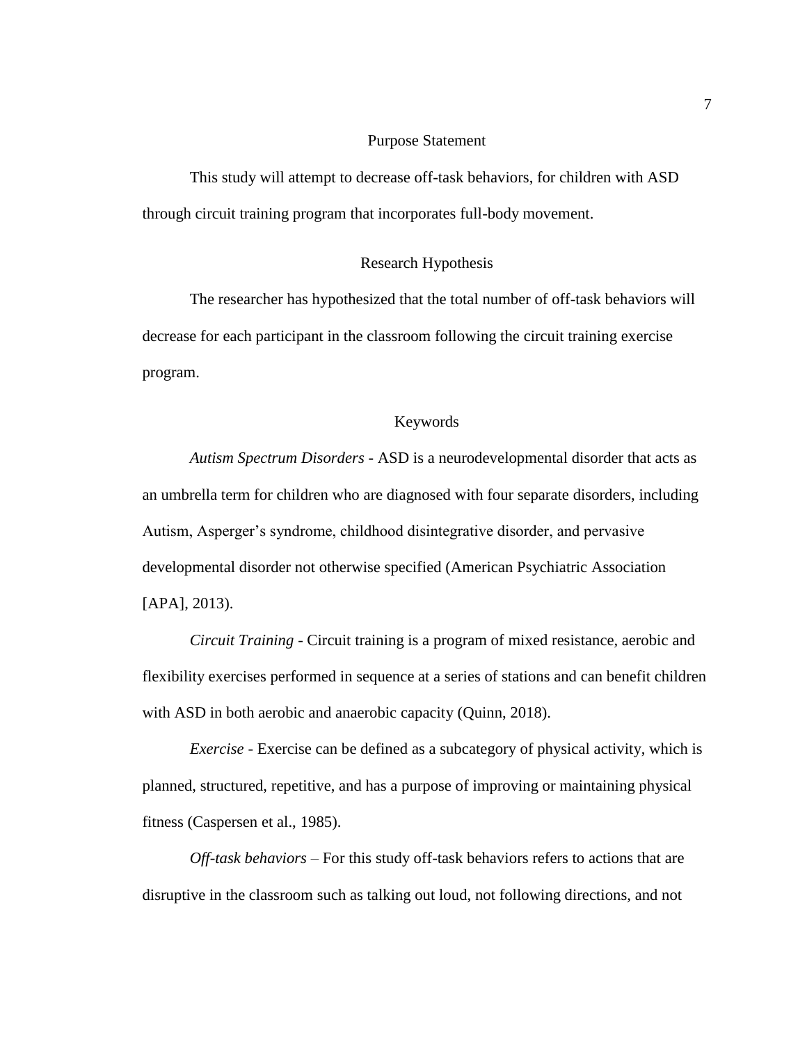## Purpose Statement

This study will attempt to decrease off-task behaviors, for children with ASD through circuit training program that incorporates full-body movement.

## Research Hypothesis

The researcher has hypothesized that the total number of off-task behaviors will decrease for each participant in the classroom following the circuit training exercise program.

## Keywords

*Autism Spectrum Disorders* - ASD is a neurodevelopmental disorder that acts as an umbrella term for children who are diagnosed with four separate disorders, including Autism, Asperger's syndrome, childhood disintegrative disorder, and pervasive developmental disorder not otherwise specified (American Psychiatric Association [APA], 2013).

*Circuit Training* - Circuit training is a program of mixed resistance, aerobic and flexibility exercises performed in sequence at a series of stations and can benefit children with ASD in both aerobic and anaerobic capacity (Quinn, 2018).

*Exercise* - Exercise can be defined as a subcategory of physical activity, which is planned, structured, repetitive, and has a purpose of improving or maintaining physical fitness (Caspersen et al., 1985).

*Off-task behaviors* – For this study off-task behaviors refers to actions that are disruptive in the classroom such as talking out loud, not following directions, and not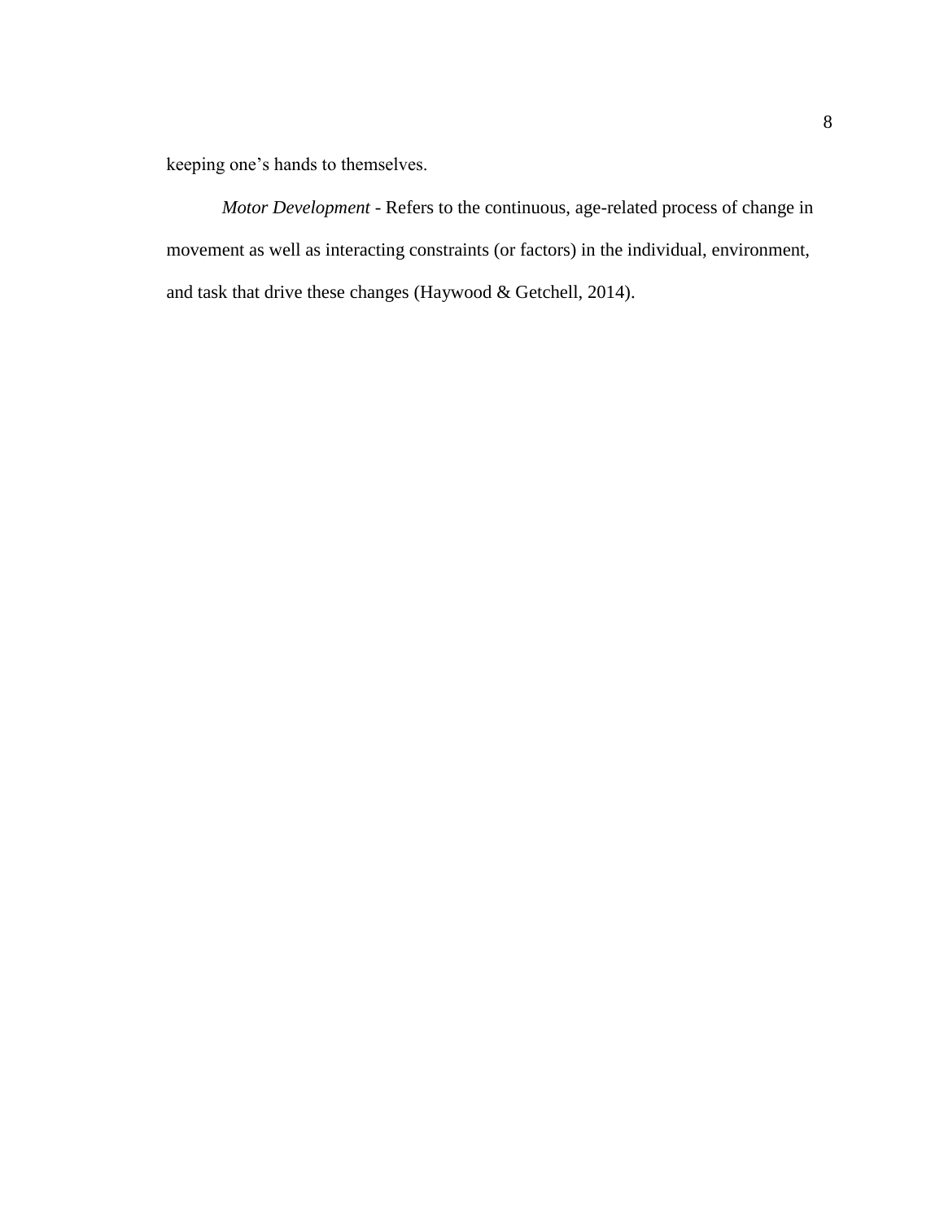keeping one’s hands to themselves.

*Motor Development* - Refers to the continuous, age-related process of change in movement as well as interacting constraints (or factors) in the individual, environment, and task that drive these changes (Haywood & Getchell, 2014).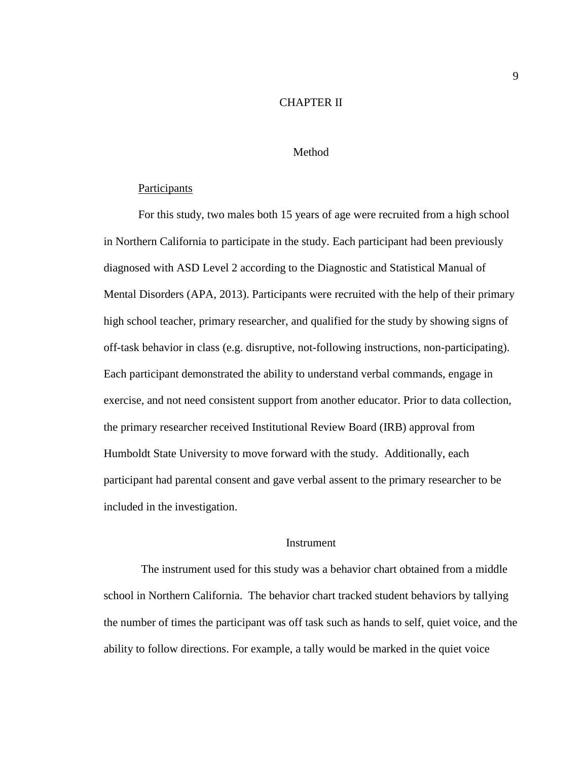# CHAPTER II

## Method

### Participants

For this study, two males both 15 years of age were recruited from a high school in Northern California to participate in the study. Each participant had been previously diagnosed with ASD Level 2 according to the Diagnostic and Statistical Manual of Mental Disorders (APA, 2013). Participants were recruited with the help of their primary high school teacher, primary researcher, and qualified for the study by showing signs of off-task behavior in class (e.g. disruptive, not-following instructions, non-participating). Each participant demonstrated the ability to understand verbal commands, engage in exercise, and not need consistent support from another educator. Prior to data collection, the primary researcher received Institutional Review Board (IRB) approval from Humboldt State University to move forward with the study. Additionally, each participant had parental consent and gave verbal assent to the primary researcher to be included in the investigation.

## Instrument

The instrument used for this study was a behavior chart obtained from a middle school in Northern California. The behavior chart tracked student behaviors by tallying the number of times the participant was off task such as hands to self, quiet voice, and the ability to follow directions. For example, a tally would be marked in the quiet voice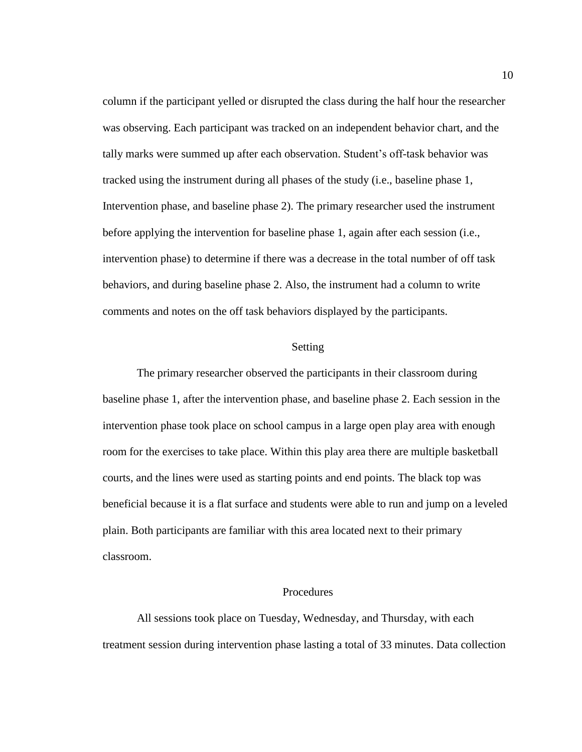column if the participant yelled or disrupted the class during the half hour the researcher was observing. Each participant was tracked on an independent behavior chart, and the tally marks were summed up after each observation. Student's off-task behavior was tracked using the instrument during all phases of the study (i.e., baseline phase 1, Intervention phase, and baseline phase 2). The primary researcher used the instrument before applying the intervention for baseline phase 1, again after each session (i.e., intervention phase) to determine if there was a decrease in the total number of off task behaviors, and during baseline phase 2. Also, the instrument had a column to write comments and notes on the off task behaviors displayed by the participants.

## Setting

The primary researcher observed the participants in their classroom during baseline phase 1, after the intervention phase, and baseline phase 2. Each session in the intervention phase took place on school campus in a large open play area with enough room for the exercises to take place. Within this play area there are multiple basketball courts, and the lines were used as starting points and end points. The black top was beneficial because it is a flat surface and students were able to run and jump on a leveled plain. Both participants are familiar with this area located next to their primary classroom.

## Procedures

All sessions took place on Tuesday, Wednesday, and Thursday, with each treatment session during intervention phase lasting a total of 33 minutes. Data collection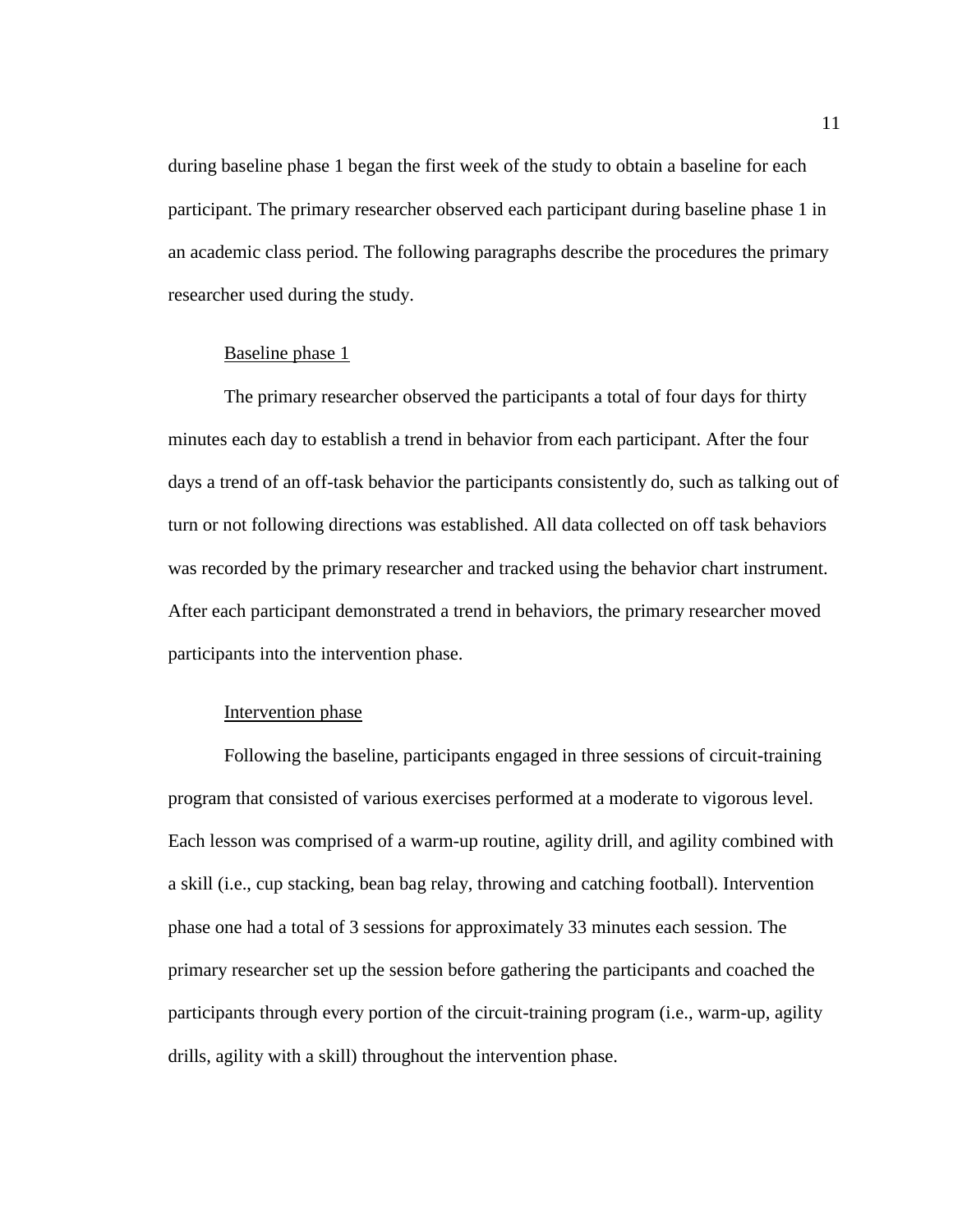during baseline phase 1 began the first week of the study to obtain a baseline for each participant. The primary researcher observed each participant during baseline phase 1 in an academic class period. The following paragraphs describe the procedures the primary researcher used during the study.

### Baseline phase 1

The primary researcher observed the participants a total of four days for thirty minutes each day to establish a trend in behavior from each participant. After the four days a trend of an off-task behavior the participants consistently do, such as talking out of turn or not following directions was established. All data collected on off task behaviors was recorded by the primary researcher and tracked using the behavior chart instrument. After each participant demonstrated a trend in behaviors, the primary researcher moved participants into the intervention phase.

### Intervention phase

Following the baseline, participants engaged in three sessions of circuit-training program that consisted of various exercises performed at a moderate to vigorous level. Each lesson was comprised of a warm-up routine, agility drill, and agility combined with a skill (i.e., cup stacking, bean bag relay, throwing and catching football). Intervention phase one had a total of 3 sessions for approximately 33 minutes each session. The primary researcher set up the session before gathering the participants and coached the participants through every portion of the circuit-training program (i.e., warm-up, agility drills, agility with a skill) throughout the intervention phase.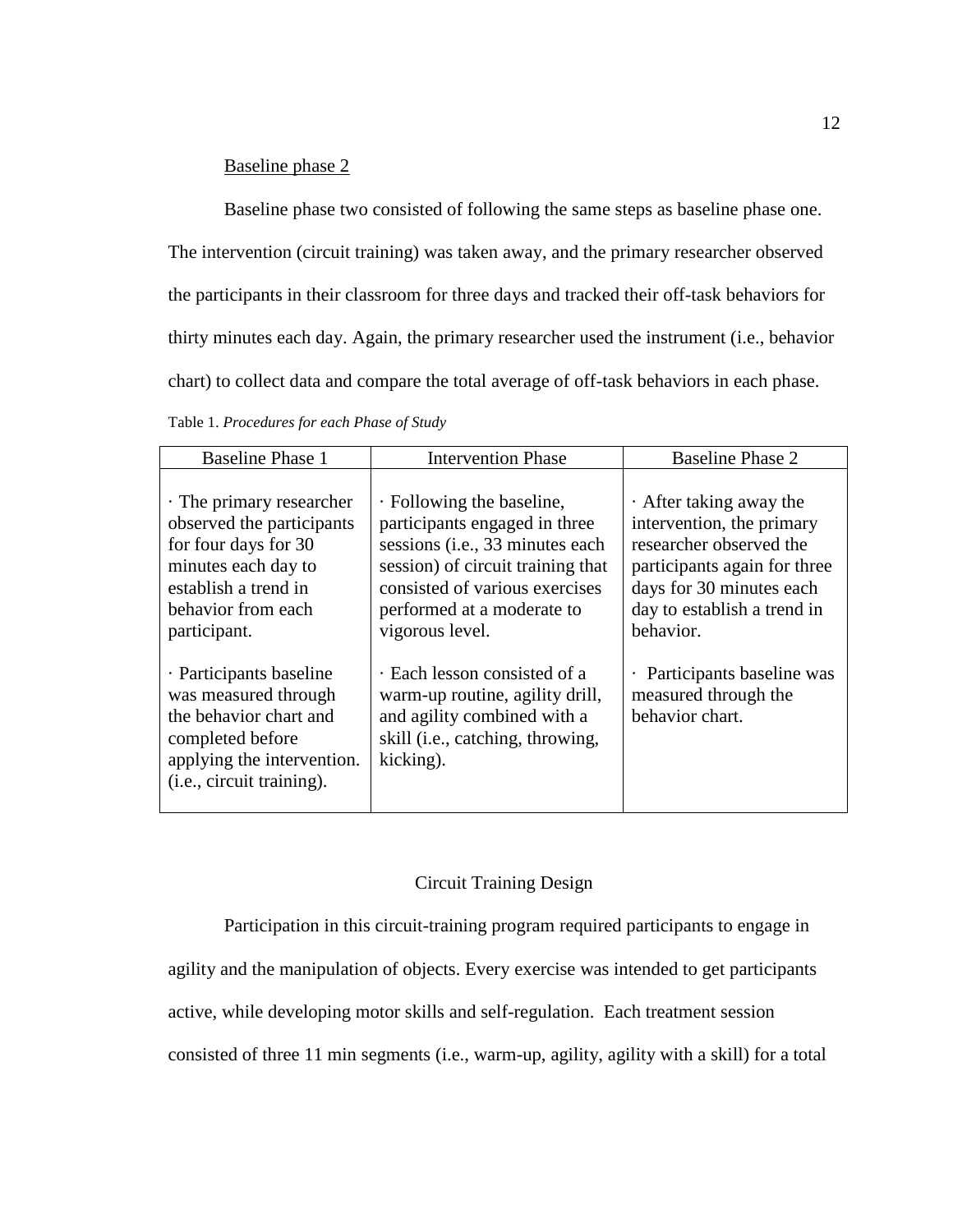Baseline phase 2

Baseline phase two consisted of following the same steps as baseline phase one. The intervention (circuit training) was taken away, and the primary researcher observed the participants in their classroom for three days and tracked their off-task behaviors for thirty minutes each day. Again, the primary researcher used the instrument (i.e., behavior chart) to collect data and compare the total average of off-task behaviors in each phase.

Table 1. *Procedures for each Phase of Study*

| Baseline Phase 1 | Intervention Phase | Baseline Phase 2 |
|---|---|---|
| · The primary researcher observed the participants for four days for 30 minutes each day to establish a trend in behavior from each participant.<br><br>· Participants baseline was measured through the behavior chart and completed before applying the intervention. (i.e., circuit training). | · Following the baseline, participants engaged in three sessions (i.e., 33 minutes each session) of circuit training that consisted of various exercises performed at a moderate to vigorous level.<br><br>· Each lesson consisted of a warm-up routine, agility drill, and agility combined with a skill (i.e., catching, throwing, kicking). | · After taking away the intervention, the primary researcher observed the participants again for three days for 30 minutes each day to establish a trend in behavior.<br><br>· Participants baseline was measured through the behavior chart. |

## Circuit Training Design

Participation in this circuit-training program required participants to engage in agility and the manipulation of objects. Every exercise was intended to get participants active, while developing motor skills and self-regulation. Each treatment session consisted of three 11 min segments (i.e., warm-up, agility, agility with a skill) for a total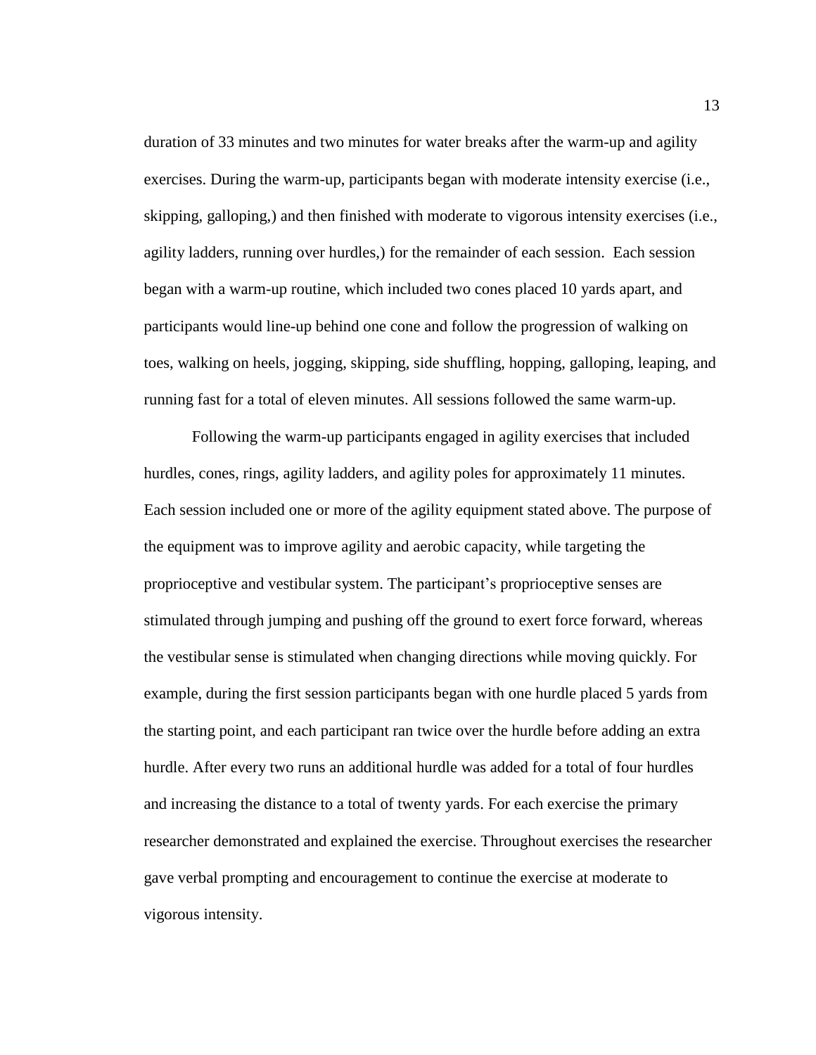duration of 33 minutes and two minutes for water breaks after the warm-up and agility exercises. During the warm-up, participants began with moderate intensity exercise (i.e., skipping, galloping,) and then finished with moderate to vigorous intensity exercises (i.e., agility ladders, running over hurdles,) for the remainder of each session. Each session began with a warm-up routine, which included two cones placed 10 yards apart, and participants would line-up behind one cone and follow the progression of walking on toes, walking on heels, jogging, skipping, side shuffling, hopping, galloping, leaping, and running fast for a total of eleven minutes. All sessions followed the same warm-up.

Following the warm-up participants engaged in agility exercises that included hurdles, cones, rings, agility ladders, and agility poles for approximately 11 minutes. Each session included one or more of the agility equipment stated above. The purpose of the equipment was to improve agility and aerobic capacity, while targeting the proprioceptive and vestibular system. The participant's proprioceptive senses are stimulated through jumping and pushing off the ground to exert force forward, whereas the vestibular sense is stimulated when changing directions while moving quickly. For example, during the first session participants began with one hurdle placed 5 yards from the starting point, and each participant ran twice over the hurdle before adding an extra hurdle. After every two runs an additional hurdle was added for a total of four hurdles and increasing the distance to a total of twenty yards. For each exercise the primary researcher demonstrated and explained the exercise. Throughout exercises the researcher gave verbal prompting and encouragement to continue the exercise at moderate to vigorous intensity.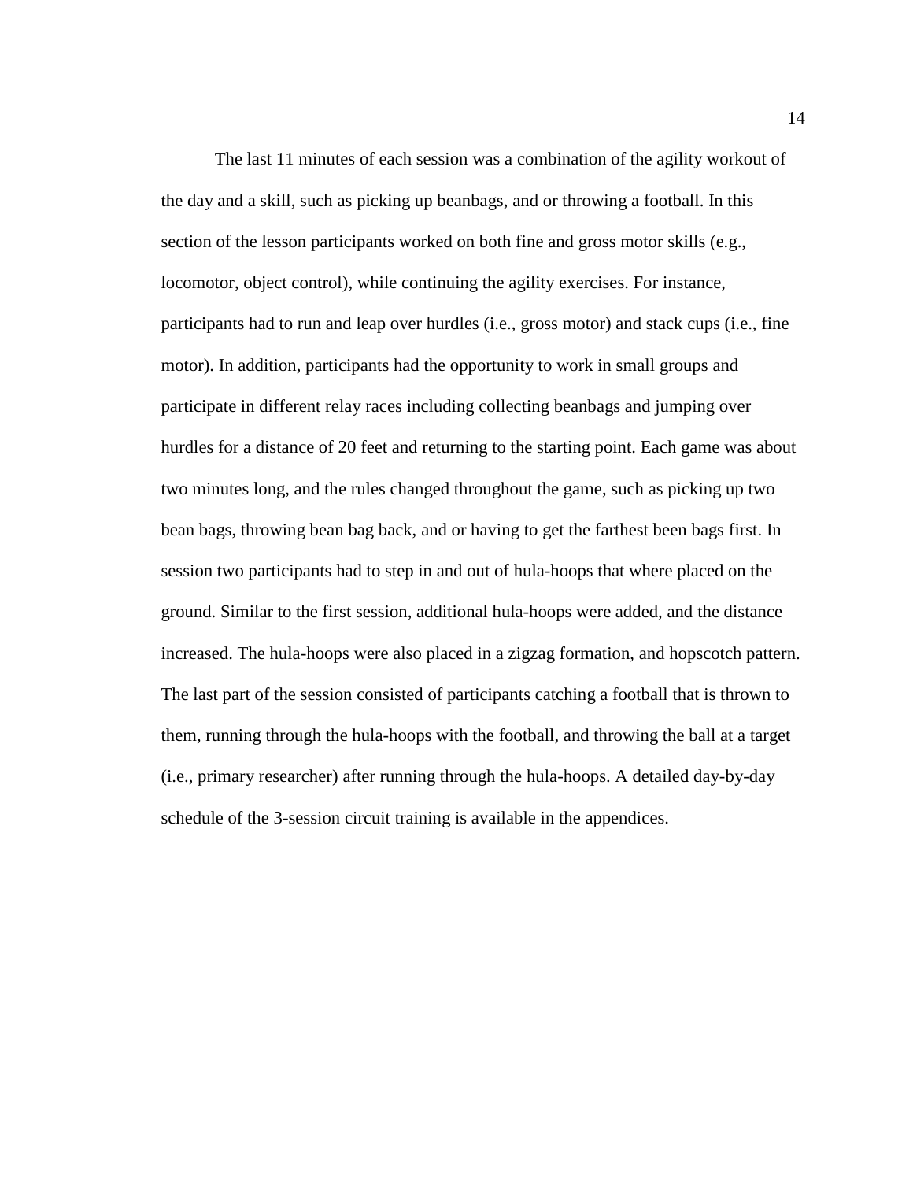The last 11 minutes of each session was a combination of the agility workout of the day and a skill, such as picking up beanbags, and or throwing a football. In this section of the lesson participants worked on both fine and gross motor skills (e.g., locomotor, object control), while continuing the agility exercises. For instance, participants had to run and leap over hurdles (i.e., gross motor) and stack cups (i.e., fine motor). In addition, participants had the opportunity to work in small groups and participate in different relay races including collecting beanbags and jumping over hurdles for a distance of 20 feet and returning to the starting point. Each game was about two minutes long, and the rules changed throughout the game, such as picking up two bean bags, throwing bean bag back, and or having to get the farthest been bags first. In session two participants had to step in and out of hula-hoops that where placed on the ground. Similar to the first session, additional hula-hoops were added, and the distance increased. The hula-hoops were also placed in a zigzag formation, and hopscotch pattern. The last part of the session consisted of participants catching a football that is thrown to them, running through the hula-hoops with the football, and throwing the ball at a target (i.e., primary researcher) after running through the hula-hoops. A detailed day-by-day schedule of the 3-session circuit training is available in the appendices.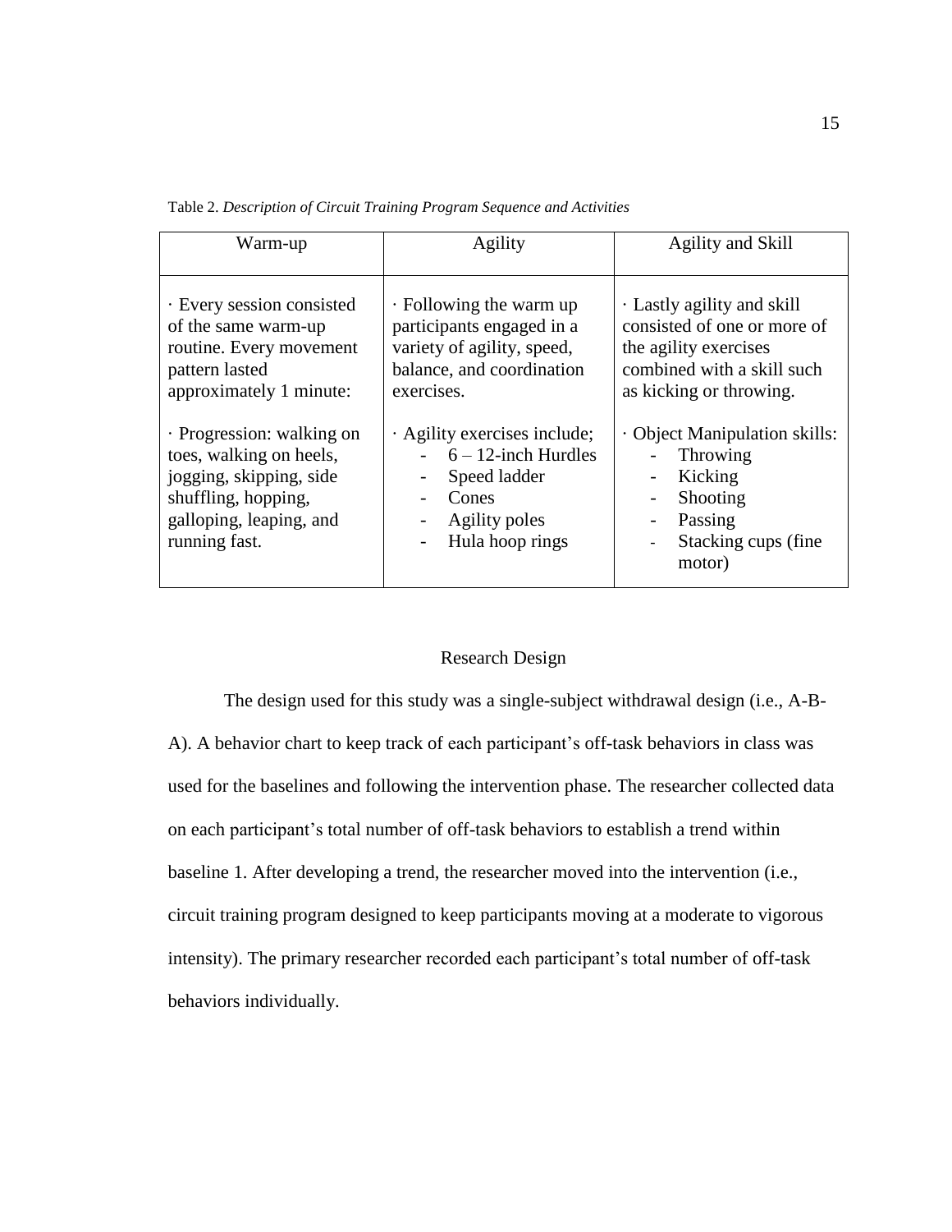Table 2. *Description of Circuit Training Program Sequence and Activities*

| Warm-up | Agility | Agility and Skill |
|---|---|---|
| · Every session consisted of the same warm-up routine. Every movement pattern lasted approximately 1 minute:<br><br>· Progression: walking on toes, walking on heels, jogging, skipping, side shuffling, hopping, galloping, leaping, and running fast. | · Following the warm up participants engaged in a variety of agility, speed, balance, and coordination exercises.<br><br>· Agility exercises include;<br>- 6 – 12-inch Hurdles<br>- Speed ladder<br>- Cones<br>- Agility poles<br>- Hula hoop rings | · Lastly agility and skill consisted of one or more of the agility exercises combined with a skill such as kicking or throwing.<br><br>· Object Manipulation skills:<br>- Throwing<br>- Kicking<br>- Shooting<br>- Passing<br>- Stacking cups (fine motor) |

## Research Design

The design used for this study was a single-subject withdrawal design (i.e., A-B-A). A behavior chart to keep track of each participant's off-task behaviors in class was used for the baselines and following the intervention phase. The researcher collected data on each participant's total number of off-task behaviors to establish a trend within baseline 1. After developing a trend, the researcher moved into the intervention (i.e., circuit training program designed to keep participants moving at a moderate to vigorous intensity). The primary researcher recorded each participant's total number of off-task behaviors individually.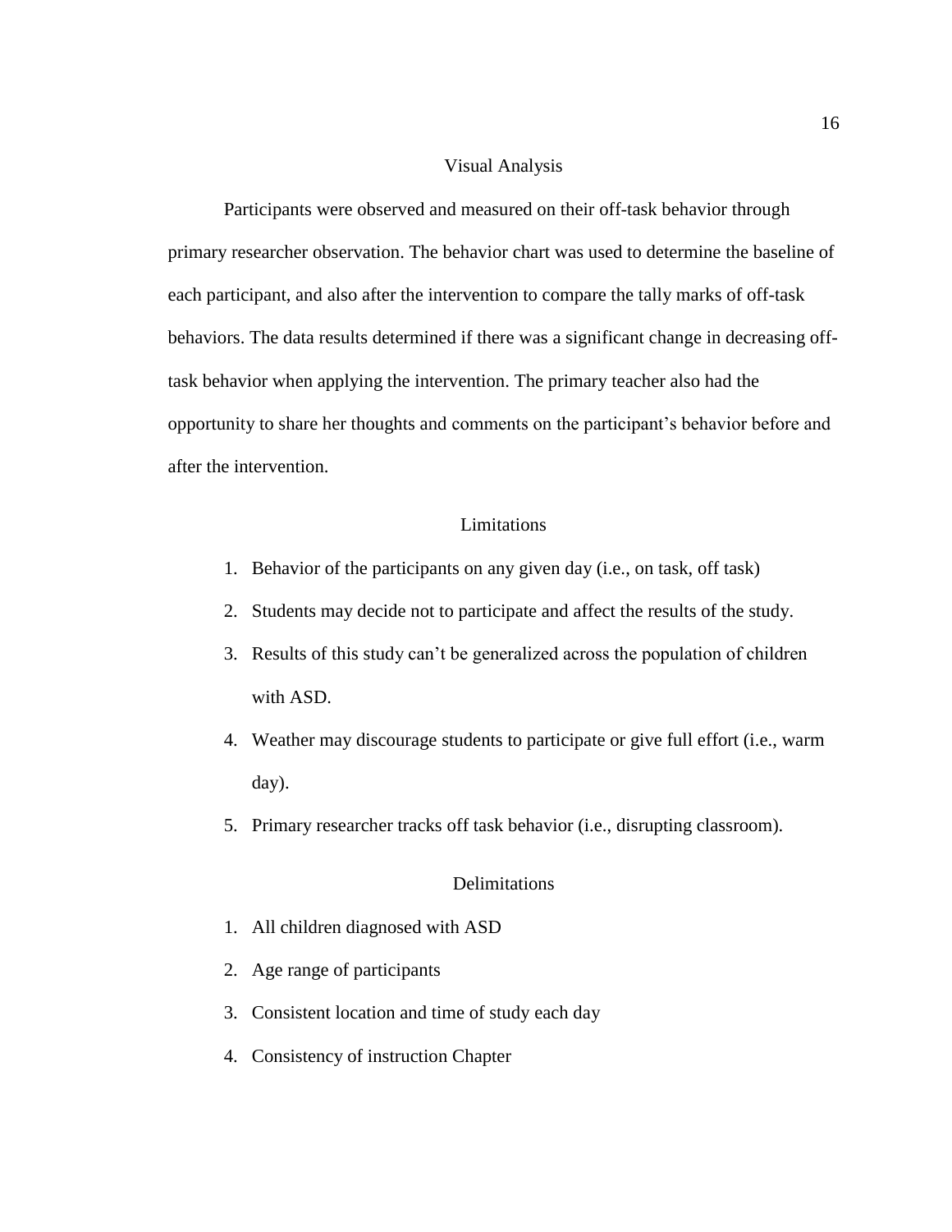## Visual Analysis

Participants were observed and measured on their off-task behavior through primary researcher observation. The behavior chart was used to determine the baseline of each participant, and also after the intervention to compare the tally marks of off-task behaviors. The data results determined if there was a significant change in decreasing off-task behavior when applying the intervention. The primary teacher also had the opportunity to share her thoughts and comments on the participant's behavior before and after the intervention.

## Limitations

1. Behavior of the participants on any given day (i.e., on task, off task)
2. Students may decide not to participate and affect the results of the study.
3. Results of this study can't be generalized across the population of children with ASD.
4. Weather may discourage students to participate or give full effort (i.e., warm day).
5. Primary researcher tracks off task behavior (i.e., disrupting classroom).

## Delimitations

1. All children diagnosed with ASD
2. Age range of participants
3. Consistent location and time of study each day
4. Consistency of instruction Chapter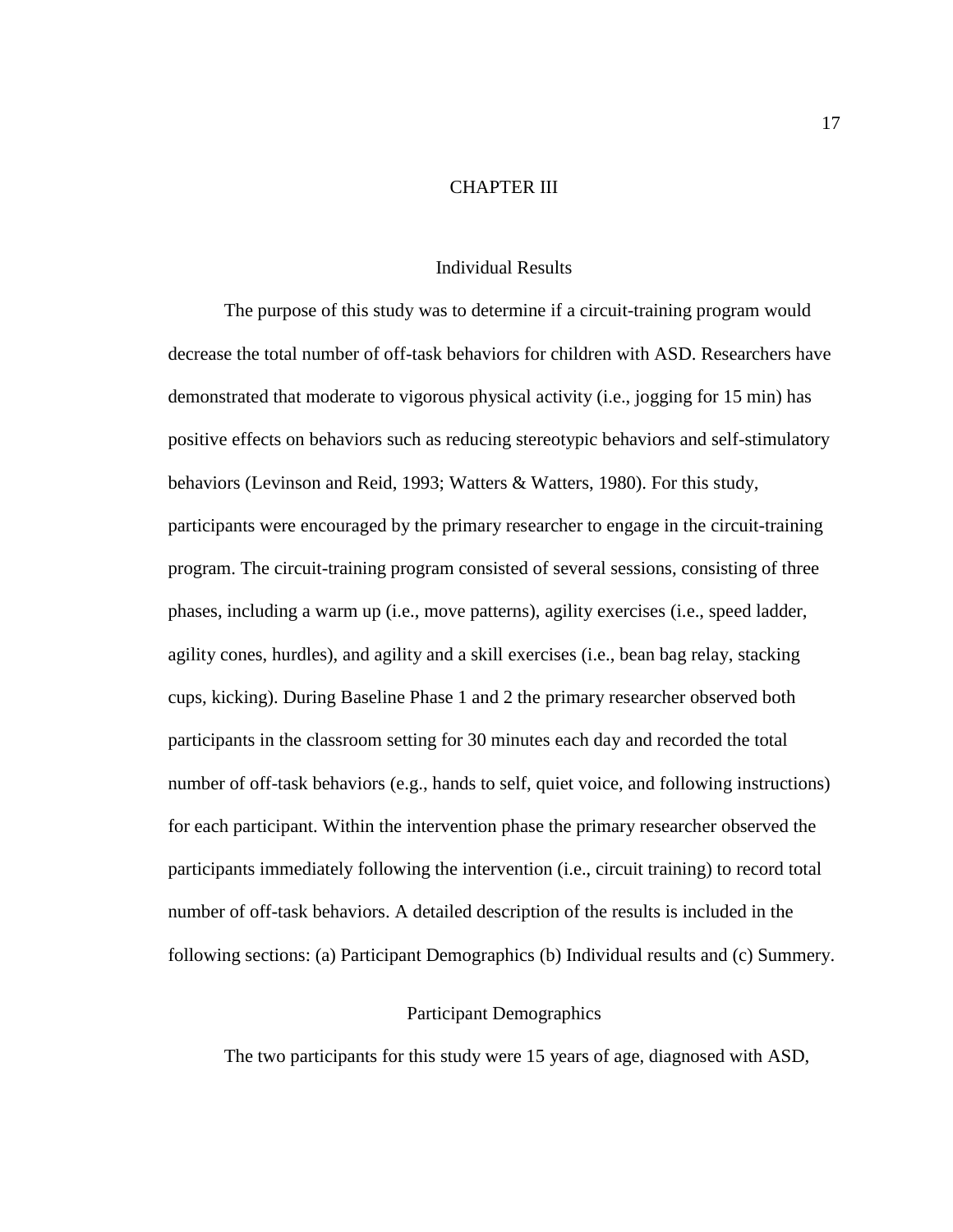# CHAPTER III

## Individual Results

The purpose of this study was to determine if a circuit-training program would decrease the total number of off-task behaviors for children with ASD. Researchers have demonstrated that moderate to vigorous physical activity (i.e., jogging for 15 min) has positive effects on behaviors such as reducing stereotypic behaviors and self-stimulatory behaviors (Levinson and Reid, 1993; Watters & Watters, 1980). For this study, participants were encouraged by the primary researcher to engage in the circuit-training program. The circuit-training program consisted of several sessions, consisting of three phases, including a warm up (i.e., move patterns), agility exercises (i.e., speed ladder, agility cones, hurdles), and agility and a skill exercises (i.e., bean bag relay, stacking cups, kicking). During Baseline Phase 1 and 2 the primary researcher observed both participants in the classroom setting for 30 minutes each day and recorded the total number of off-task behaviors (e.g., hands to self, quiet voice, and following instructions) for each participant. Within the intervention phase the primary researcher observed the participants immediately following the intervention (i.e., circuit training) to record total number of off-task behaviors. A detailed description of the results is included in the following sections: (a) Participant Demographics (b) Individual results and (c) Summery.

### Participant Demographics

The two participants for this study were 15 years of age, diagnosed with ASD,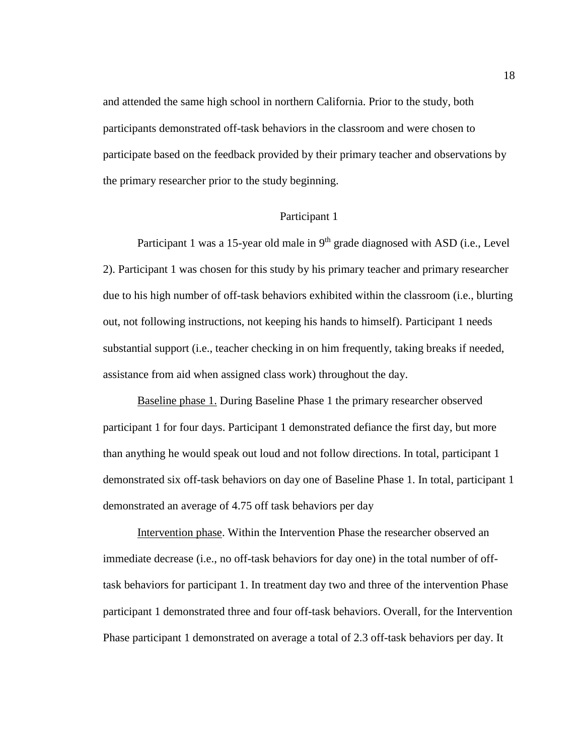and attended the same high school in northern California. Prior to the study, both participants demonstrated off-task behaviors in the classroom and were chosen to participate based on the feedback provided by their primary teacher and observations by the primary researcher prior to the study beginning.

### Participant 1

Participant 1 was a 15-year old male in 9th grade diagnosed with ASD (i.e., Level 2). Participant 1 was chosen for this study by his primary teacher and primary researcher due to his high number of off-task behaviors exhibited within the classroom (i.e., blurting out, not following instructions, not keeping his hands to himself). Participant 1 needs substantial support (i.e., teacher checking in on him frequently, taking breaks if needed, assistance from aid when assigned class work) throughout the day.

Baseline phase 1. During Baseline Phase 1 the primary researcher observed participant 1 for four days. Participant 1 demonstrated defiance the first day, but more than anything he would speak out loud and not follow directions. In total, participant 1 demonstrated six off-task behaviors on day one of Baseline Phase 1. In total, participant 1 demonstrated an average of 4.75 off task behaviors per day

Intervention phase. Within the Intervention Phase the researcher observed an immediate decrease (i.e., no off-task behaviors for day one) in the total number of off-task behaviors for participant 1. In treatment day two and three of the intervention Phase participant 1 demonstrated three and four off-task behaviors. Overall, for the Intervention Phase participant 1 demonstrated on average a total of 2.3 off-task behaviors per day. It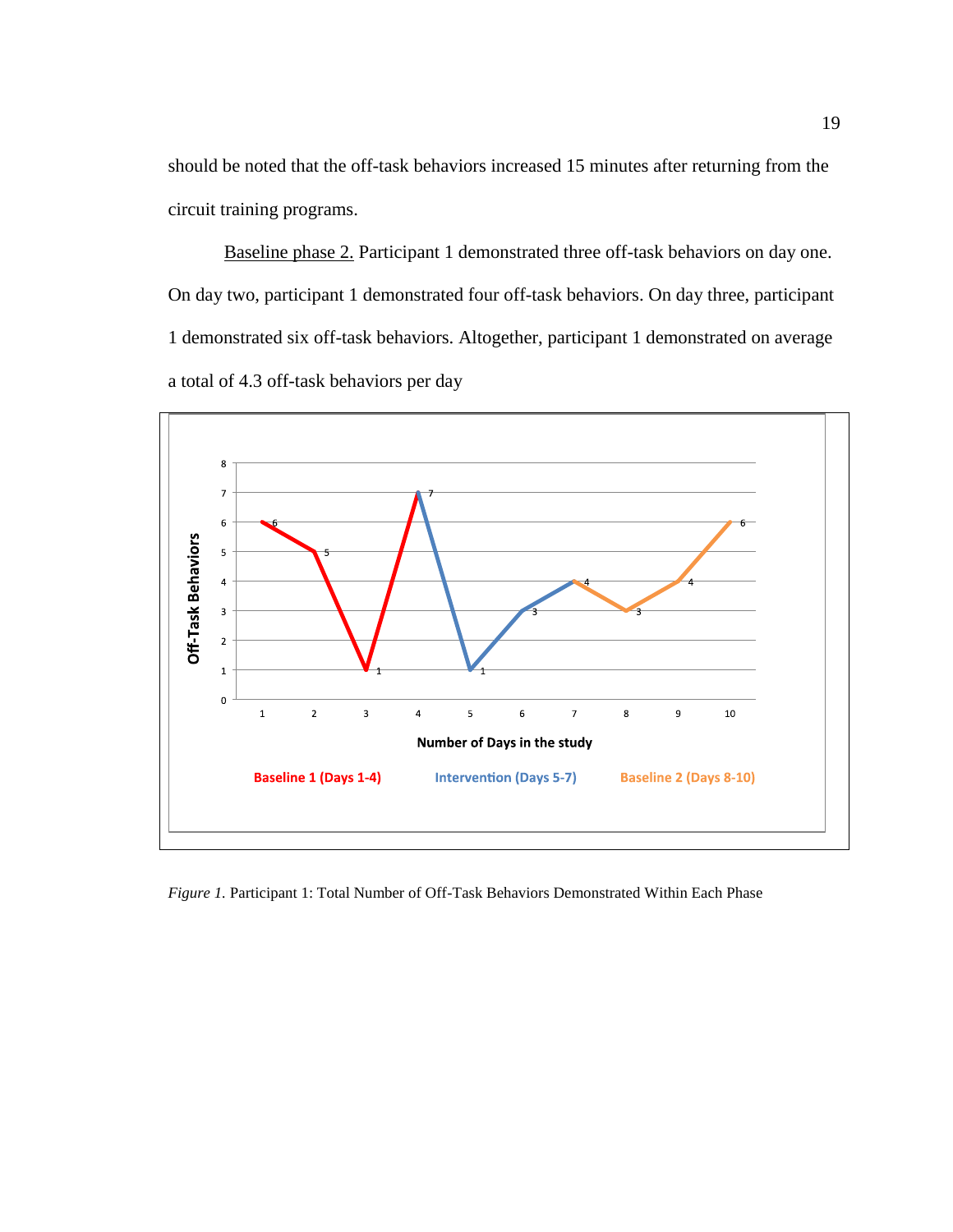should be noted that the off-task behaviors increased 15 minutes after returning from the circuit training programs.

Baseline phase 2. Participant 1 demonstrated three off-task behaviors on day one. On day two, participant 1 demonstrated four off-task behaviors. On day three, participant 1 demonstrated six off-task behaviors. Altogether, participant 1 demonstrated on average a total of 4.3 off-task behaviors per day

*Figure 1.* Participant 1: Total Number of Off-Task Behaviors Demonstrated Within Each Phase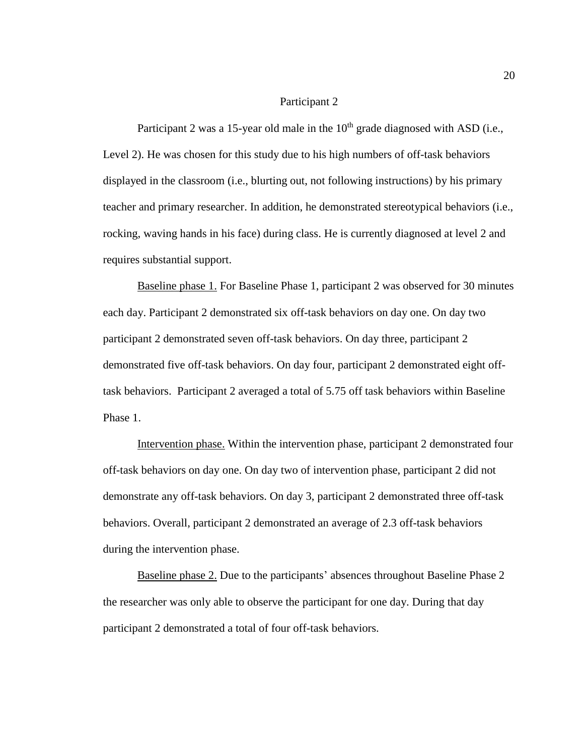## Participant 2

Participant 2 was a 15-year old male in the 10th grade diagnosed with ASD (i.e., Level 2). He was chosen for this study due to his high numbers of off-task behaviors displayed in the classroom (i.e., blurting out, not following instructions) by his primary teacher and primary researcher. In addition, he demonstrated stereotypical behaviors (i.e., rocking, waving hands in his face) during class. He is currently diagnosed at level 2 and requires substantial support.

Baseline phase 1. For Baseline Phase 1, participant 2 was observed for 30 minutes each day. Participant 2 demonstrated six off-task behaviors on day one. On day two participant 2 demonstrated seven off-task behaviors. On day three, participant 2 demonstrated five off-task behaviors. On day four, participant 2 demonstrated eight off-task behaviors.  Participant 2 averaged a total of 5.75 off task behaviors within Baseline Phase 1.

Intervention phase. Within the intervention phase, participant 2 demonstrated four off-task behaviors on day one. On day two of intervention phase, participant 2 did not demonstrate any off-task behaviors. On day 3, participant 2 demonstrated three off-task behaviors. Overall, participant 2 demonstrated an average of 2.3 off-task behaviors during the intervention phase.

Baseline phase 2. Due to the participants' absences throughout Baseline Phase 2 the researcher was only able to observe the participant for one day. During that day participant 2 demonstrated a total of four off-task behaviors.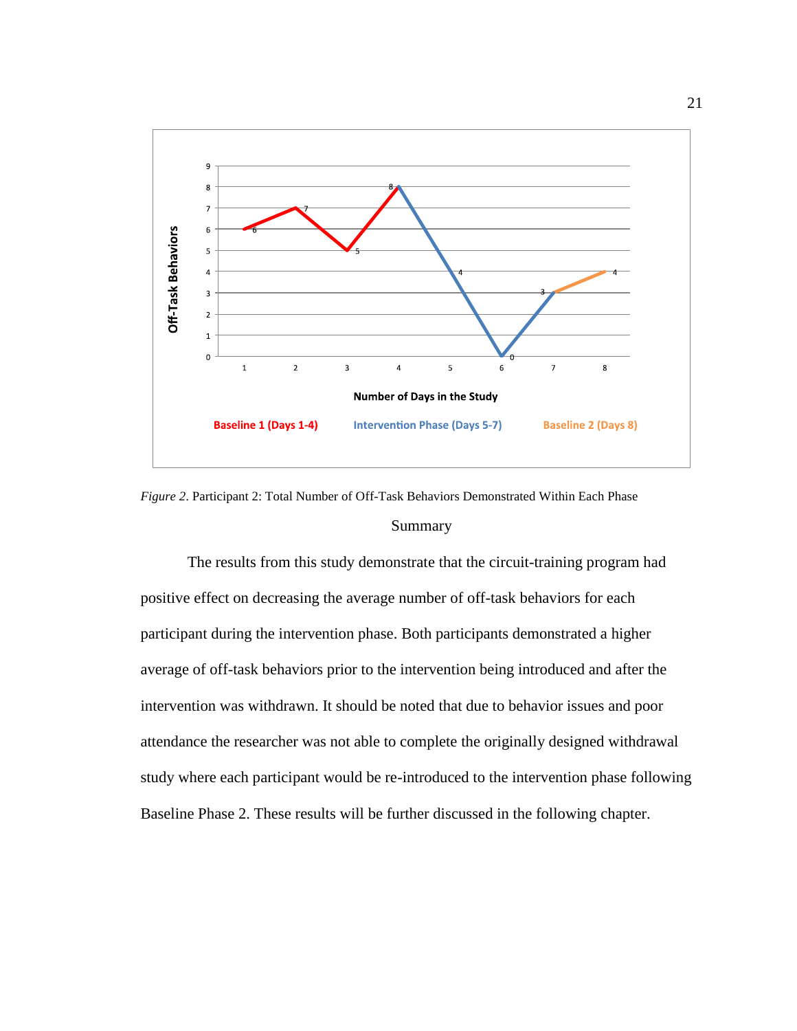*Figure 2*. Participant 2: Total Number of Off-Task Behaviors Demonstrated Within Each Phase

## Summary

The results from this study demonstrate that the circuit-training program had positive effect on decreasing the average number of off-task behaviors for each participant during the intervention phase. Both participants demonstrated a higher average of off-task behaviors prior to the intervention being introduced and after the intervention was withdrawn. It should be noted that due to behavior issues and poor attendance the researcher was not able to complete the originally designed withdrawal study where each participant would be re-introduced to the intervention phase following Baseline Phase 2. These results will be further discussed in the following chapter.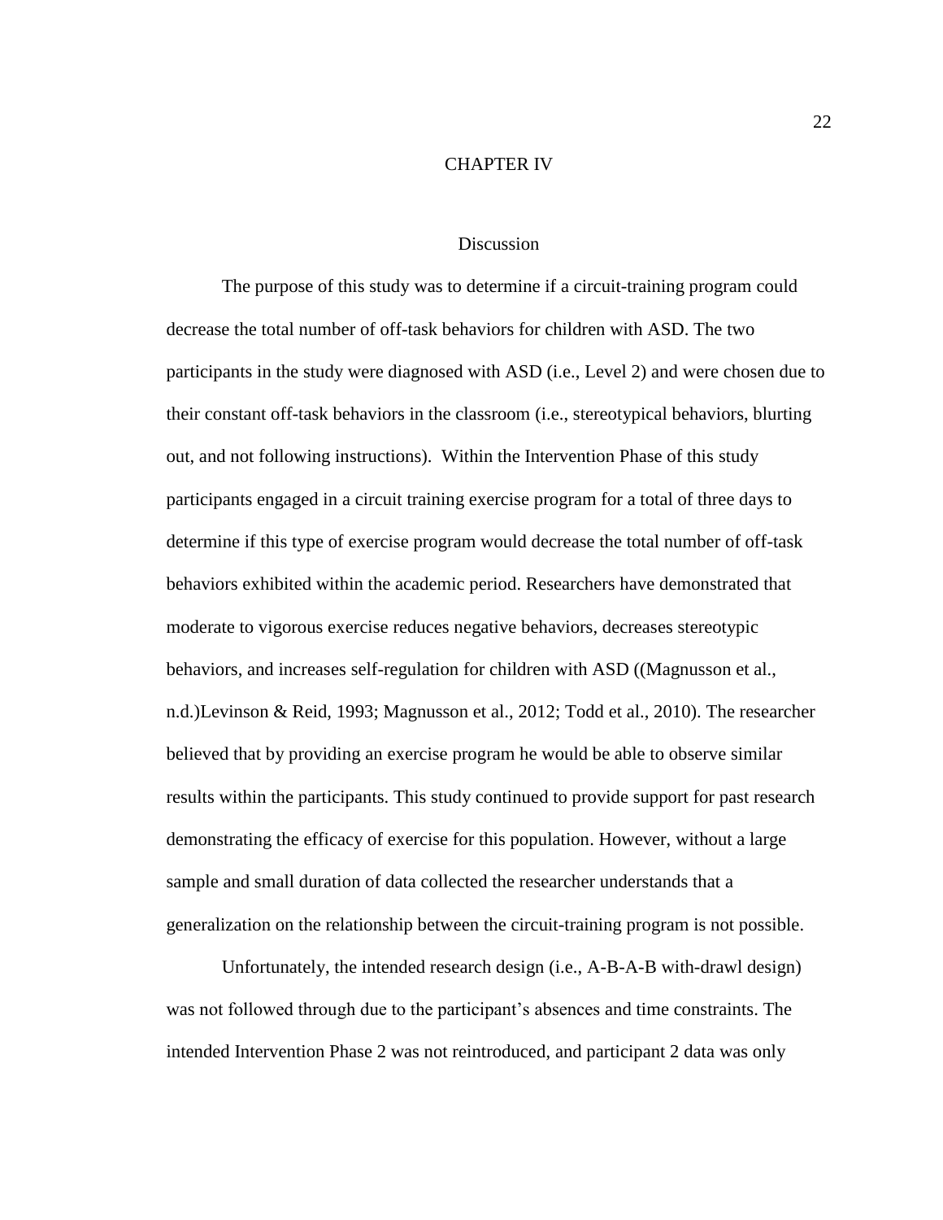# CHAPTER IV

## Discussion

The purpose of this study was to determine if a circuit-training program could decrease the total number of off-task behaviors for children with ASD. The two participants in the study were diagnosed with ASD (i.e., Level 2) and were chosen due to their constant off-task behaviors in the classroom (i.e., stereotypical behaviors, blurting out, and not following instructions). Within the Intervention Phase of this study participants engaged in a circuit training exercise program for a total of three days to determine if this type of exercise program would decrease the total number of off-task behaviors exhibited within the academic period. Researchers have demonstrated that moderate to vigorous exercise reduces negative behaviors, decreases stereotypic behaviors, and increases self-regulation for children with ASD ((Magnusson et al., n.d.)Levinson & Reid, 1993; Magnusson et al., 2012; Todd et al., 2010). The researcher believed that by providing an exercise program he would be able to observe similar results within the participants. This study continued to provide support for past research demonstrating the efficacy of exercise for this population. However, without a large sample and small duration of data collected the researcher understands that a generalization on the relationship between the circuit-training program is not possible.

Unfortunately, the intended research design (i.e., A-B-A-B with-drawl design) was not followed through due to the participant's absences and time constraints. The intended Intervention Phase 2 was not reintroduced, and participant 2 data was only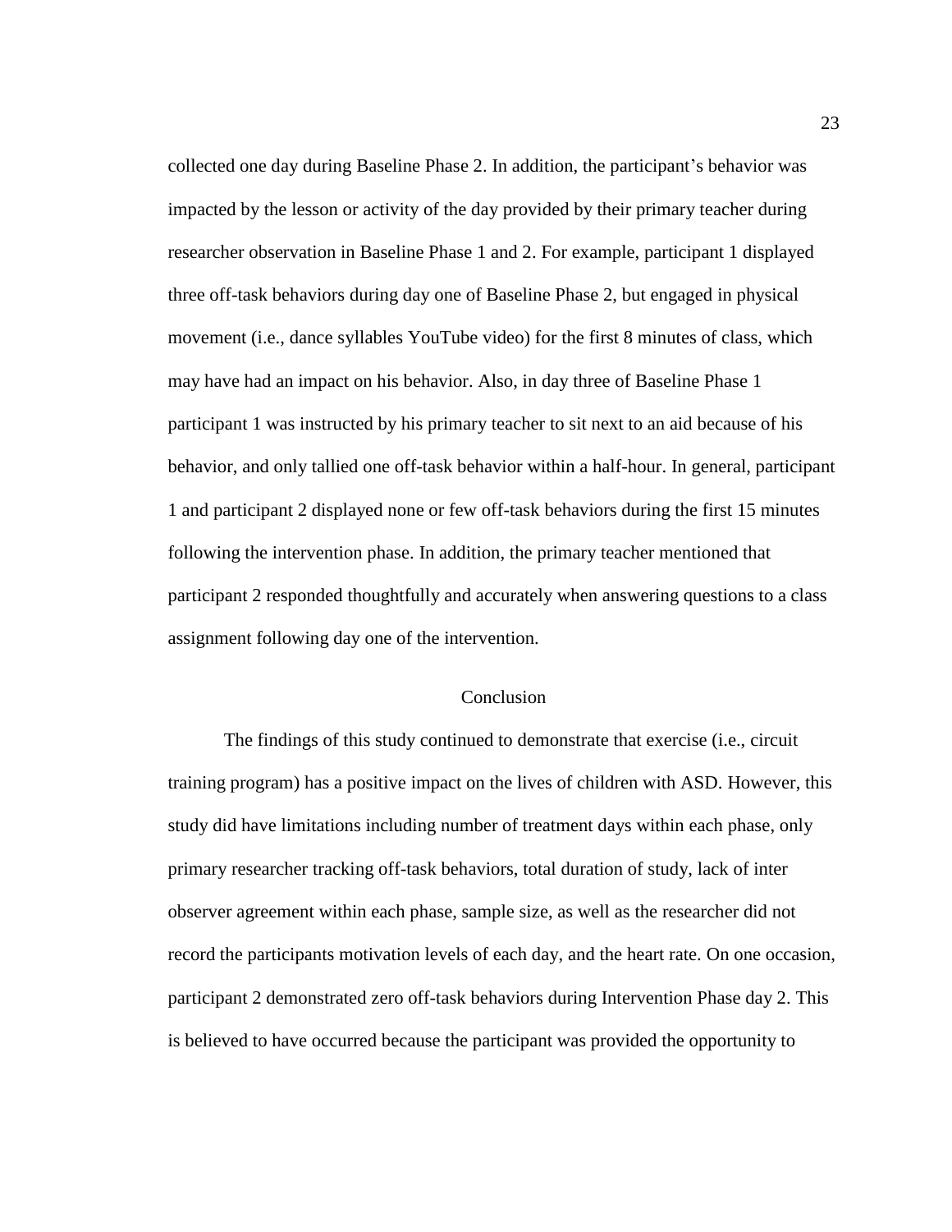collected one day during Baseline Phase 2. In addition, the participant's behavior was impacted by the lesson or activity of the day provided by their primary teacher during researcher observation in Baseline Phase 1 and 2. For example, participant 1 displayed three off-task behaviors during day one of Baseline Phase 2, but engaged in physical movement (i.e., dance syllables YouTube video) for the first 8 minutes of class, which may have had an impact on his behavior. Also, in day three of Baseline Phase 1 participant 1 was instructed by his primary teacher to sit next to an aid because of his behavior, and only tallied one off-task behavior within a half-hour. In general, participant 1 and participant 2 displayed none or few off-task behaviors during the first 15 minutes following the intervention phase. In addition, the primary teacher mentioned that participant 2 responded thoughtfully and accurately when answering questions to a class assignment following day one of the intervention.

## Conclusion

The findings of this study continued to demonstrate that exercise (i.e., circuit training program) has a positive impact on the lives of children with ASD. However, this study did have limitations including number of treatment days within each phase, only primary researcher tracking off-task behaviors, total duration of study, lack of inter observer agreement within each phase, sample size, as well as the researcher did not record the participants motivation levels of each day, and the heart rate. On one occasion, participant 2 demonstrated zero off-task behaviors during Intervention Phase day 2. This is believed to have occurred because the participant was provided the opportunity to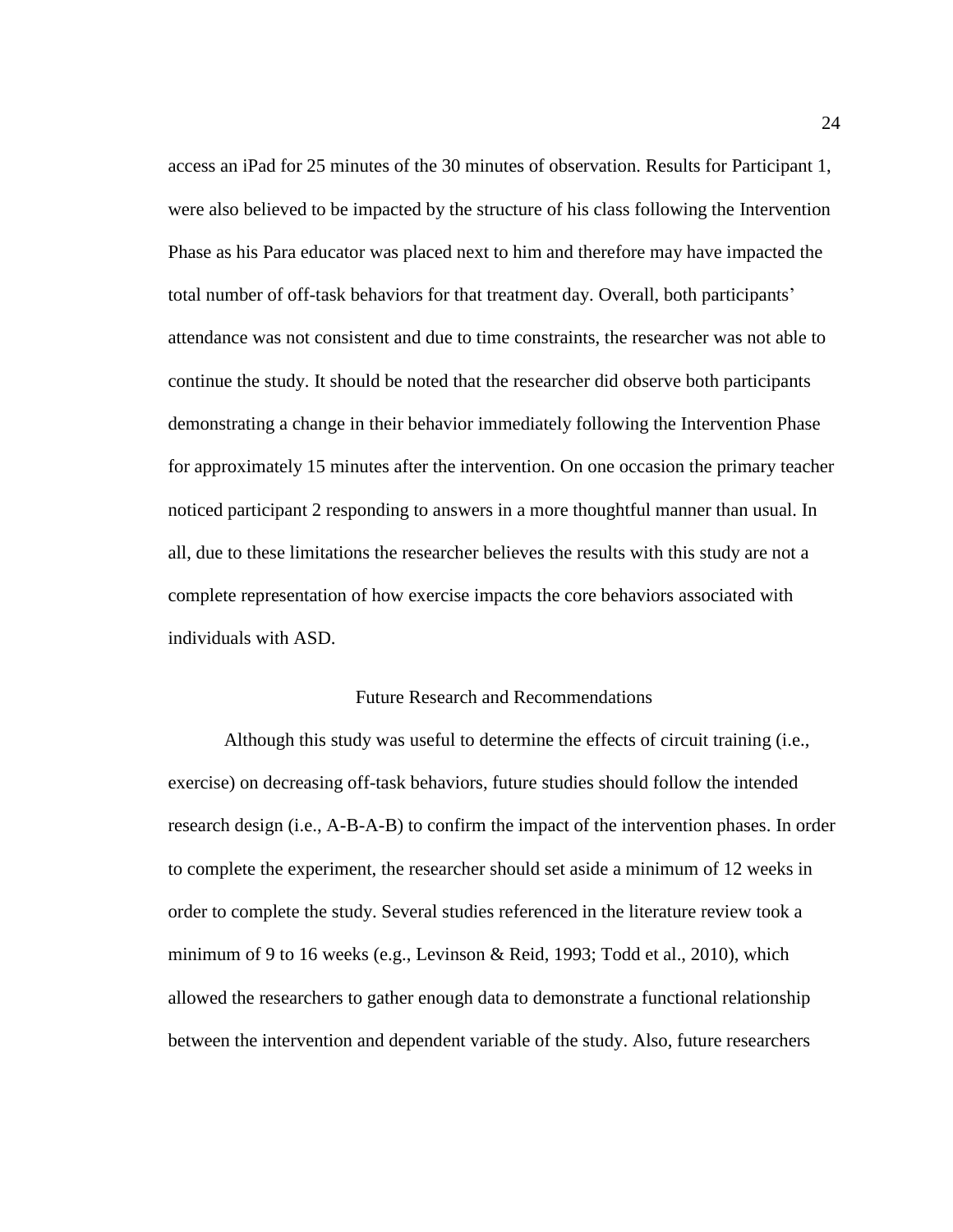access an iPad for 25 minutes of the 30 minutes of observation. Results for Participant 1, were also believed to be impacted by the structure of his class following the Intervention Phase as his Para educator was placed next to him and therefore may have impacted the total number of off-task behaviors for that treatment day. Overall, both participants' attendance was not consistent and due to time constraints, the researcher was not able to continue the study. It should be noted that the researcher did observe both participants demonstrating a change in their behavior immediately following the Intervention Phase for approximately 15 minutes after the intervention. On one occasion the primary teacher noticed participant 2 responding to answers in a more thoughtful manner than usual. In all, due to these limitations the researcher believes the results with this study are not a complete representation of how exercise impacts the core behaviors associated with individuals with ASD.

## Future Research and Recommendations

Although this study was useful to determine the effects of circuit training (i.e., exercise) on decreasing off-task behaviors, future studies should follow the intended research design (i.e., A-B-A-B) to confirm the impact of the intervention phases. In order to complete the experiment, the researcher should set aside a minimum of 12 weeks in order to complete the study. Several studies referenced in the literature review took a minimum of 9 to 16 weeks (e.g., Levinson & Reid, 1993; Todd et al., 2010), which allowed the researchers to gather enough data to demonstrate a functional relationship between the intervention and dependent variable of the study. Also, future researchers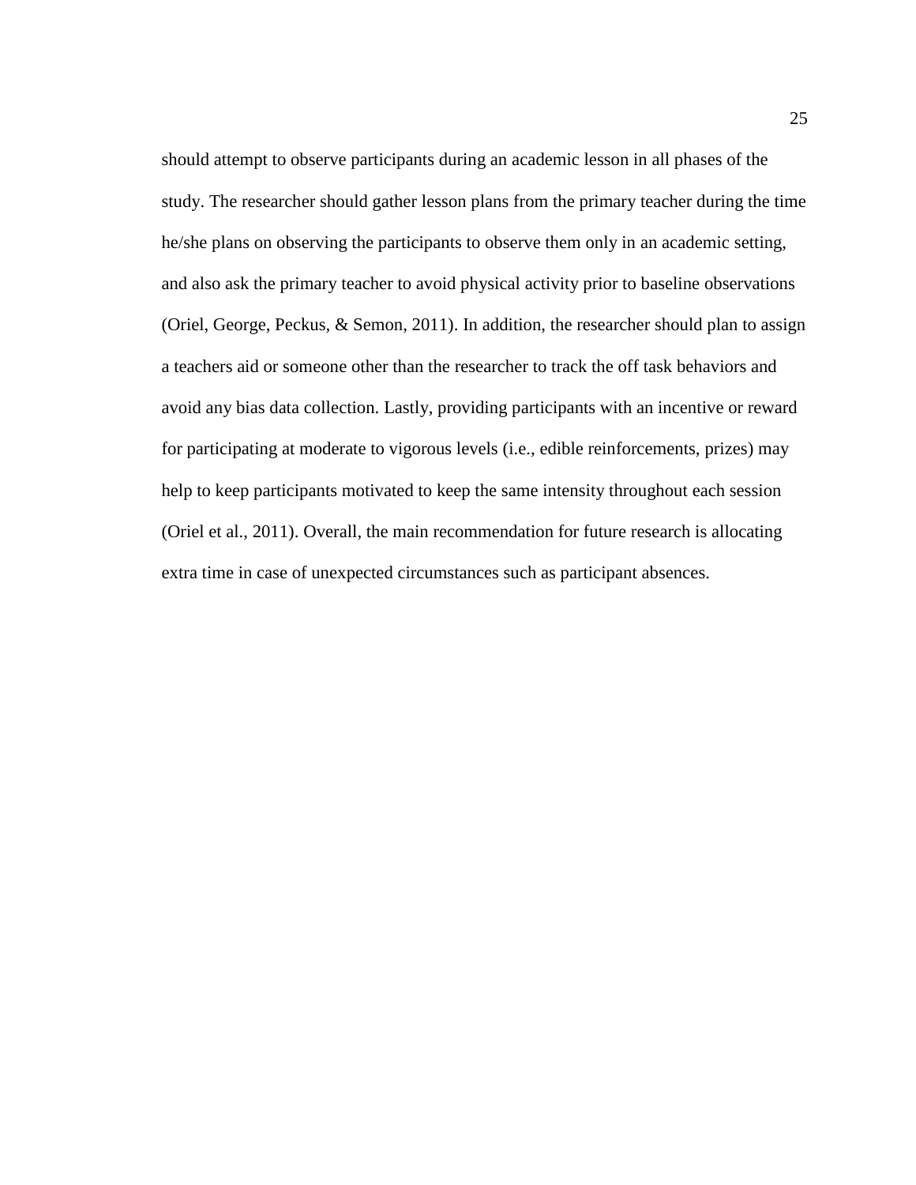should attempt to observe participants during an academic lesson in all phases of the study. The researcher should gather lesson plans from the primary teacher during the time he/she plans on observing the participants to observe them only in an academic setting, and also ask the primary teacher to avoid physical activity prior to baseline observations (Oriel, George, Peckus, & Semon, 2011). In addition, the researcher should plan to assign a teachers aid or someone other than the researcher to track the off task behaviors and avoid any bias data collection. Lastly, providing participants with an incentive or reward for participating at moderate to vigorous levels (i.e., edible reinforcements, prizes) may help to keep participants motivated to keep the same intensity throughout each session (Oriel et al., 2011). Overall, the main recommendation for future research is allocating extra time in case of unexpected circumstances such as participant absences.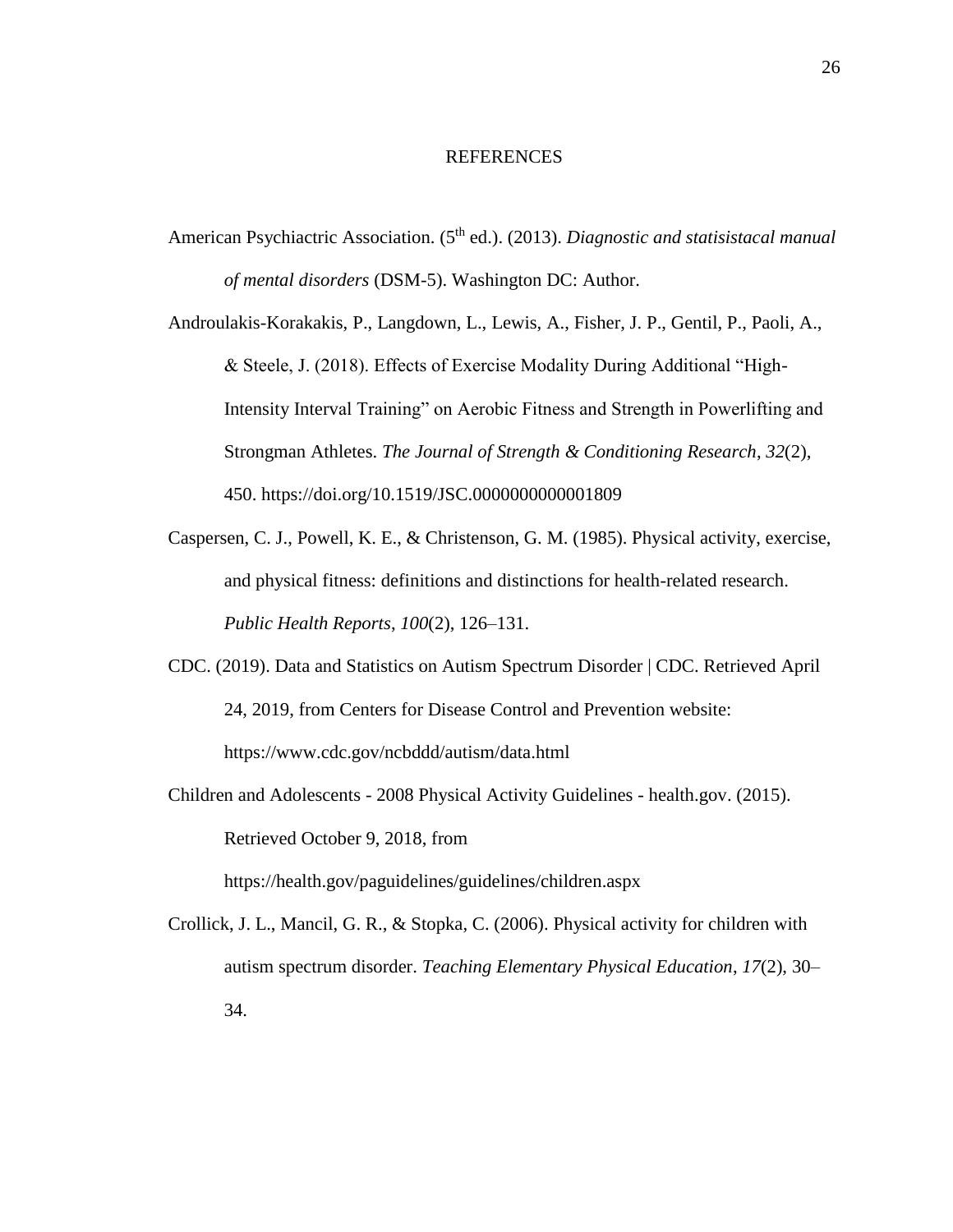# REFERENCES

American Psychiactric Association. (5th ed.). (2013). *Diagnostic and statisistacal manual of mental disorders* (DSM-5). Washington DC: Author.

Androulakis-Korakakis, P., Langdown, L., Lewis, A., Fisher, J. P., Gentil, P., Paoli, A., & Steele, J. (2018). Effects of Exercise Modality During Additional "High-Intensity Interval Training" on Aerobic Fitness and Strength in Powerlifting and Strongman Athletes. *The Journal of Strength & Conditioning Research*, *32*(2), 450. https://doi.org/10.1519/JSC.0000000000001809

Caspersen, C. J., Powell, K. E., & Christenson, G. M. (1985). Physical activity, exercise, and physical fitness: definitions and distinctions for health-related research. *Public Health Reports*, *100*(2), 126–131.

CDC. (2019). Data and Statistics on Autism Spectrum Disorder | CDC. Retrieved April 24, 2019, from Centers for Disease Control and Prevention website: https://www.cdc.gov/ncbddd/autism/data.html

Children and Adolescents - 2008 Physical Activity Guidelines - health.gov. (2015). Retrieved October 9, 2018, from https://health.gov/paguidelines/guidelines/children.aspx

Crollick, J. L., Mancil, G. R., & Stopka, C. (2006). Physical activity for children with autism spectrum disorder. *Teaching Elementary Physical Education*, *17*(2), 30–34.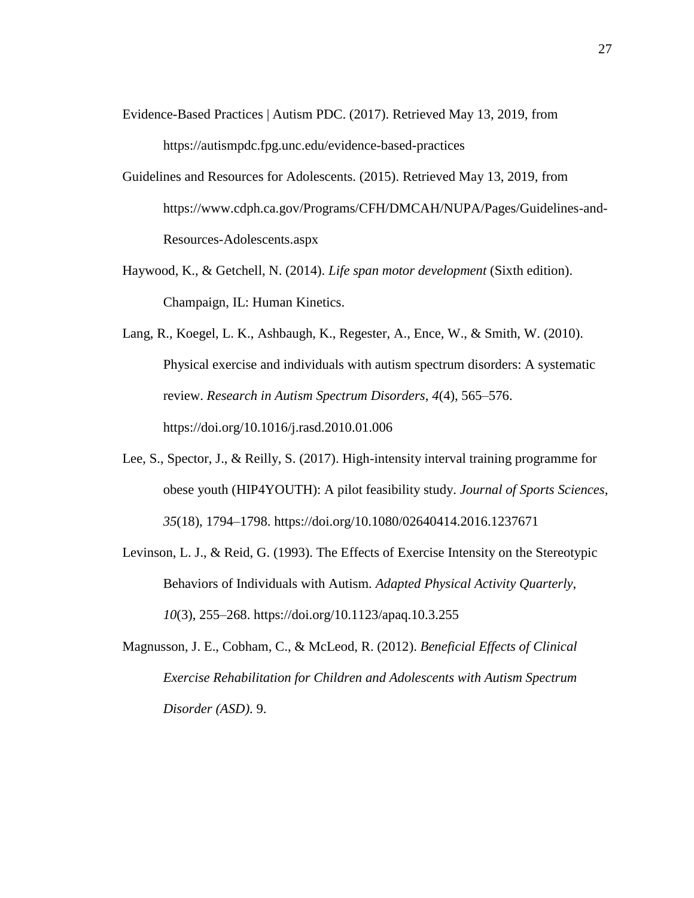Evidence-Based Practices | Autism PDC. (2017). Retrieved May 13, 2019, from https://autismpdc.fpg.unc.edu/evidence-based-practices

Guidelines and Resources for Adolescents. (2015). Retrieved May 13, 2019, from https://www.cdph.ca.gov/Programs/CFH/DMCAH/NUPA/Pages/Guidelines-and-Resources-Adolescents.aspx

Haywood, K., & Getchell, N. (2014). *Life span motor development* (Sixth edition). Champaign, IL: Human Kinetics.

Lang, R., Koegel, L. K., Ashbaugh, K., Regester, A., Ence, W., & Smith, W. (2010). Physical exercise and individuals with autism spectrum disorders: A systematic review. *Research in Autism Spectrum Disorders*, *4*(4), 565–576. https://doi.org/10.1016/j.rasd.2010.01.006

Lee, S., Spector, J., & Reilly, S. (2017). High-intensity interval training programme for obese youth (HIP4YOUTH): A pilot feasibility study. *Journal of Sports Sciences*, *35*(18), 1794–1798. https://doi.org/10.1080/02640414.2016.1237671

Levinson, L. J., & Reid, G. (1993). The Effects of Exercise Intensity on the Stereotypic Behaviors of Individuals with Autism. *Adapted Physical Activity Quarterly*, *10*(3), 255–268. https://doi.org/10.1123/apaq.10.3.255

Magnusson, J. E., Cobham, C., & McLeod, R. (2012). *Beneficial Effects of Clinical Exercise Rehabilitation for Children and Adolescents with Autism Spectrum Disorder (ASD)*. 9.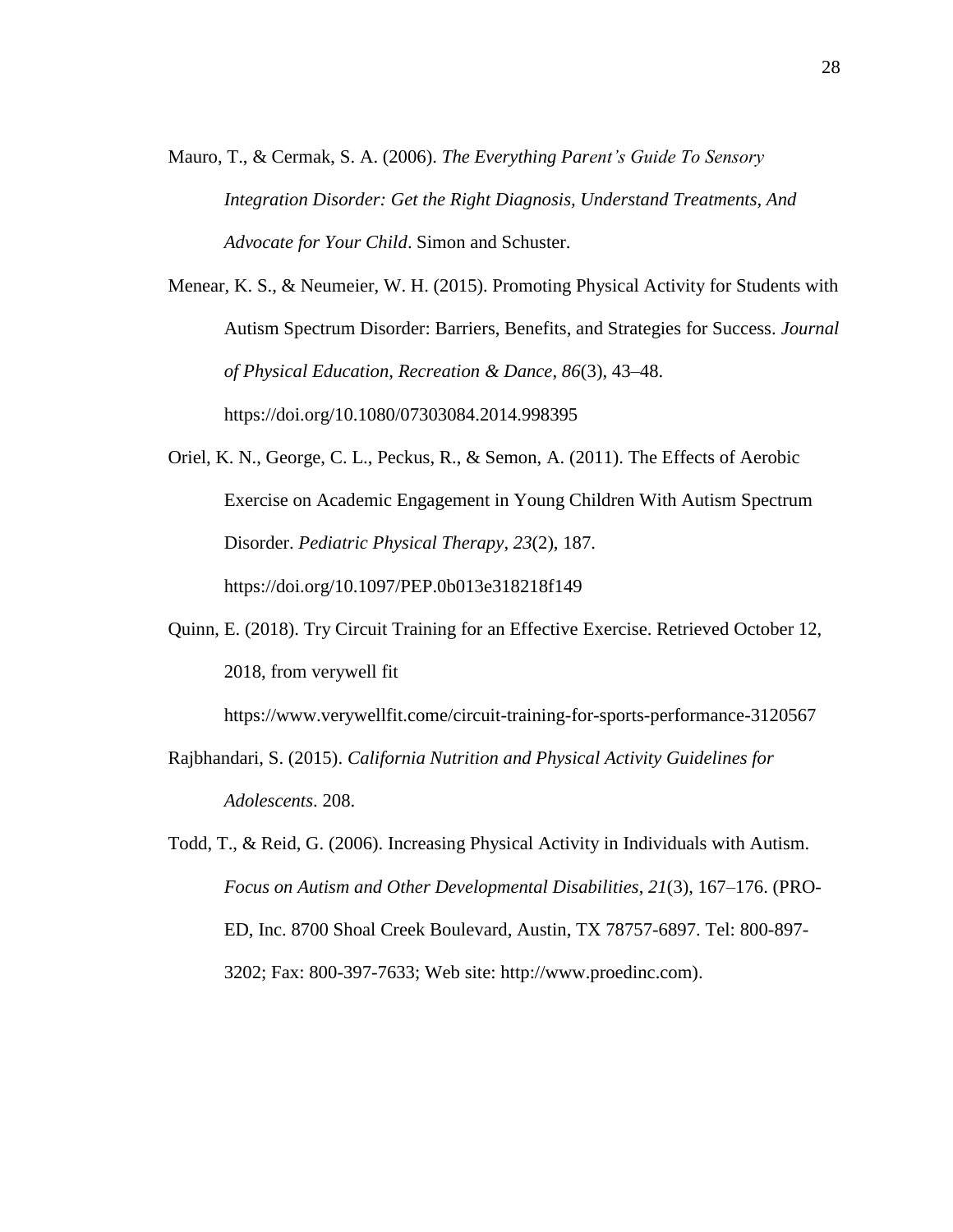Mauro, T., & Cermak, S. A. (2006). *The Everything Parent's Guide To Sensory Integration Disorder: Get the Right Diagnosis, Understand Treatments, And Advocate for Your Child*. Simon and Schuster.

Menear, K. S., & Neumeier, W. H. (2015). Promoting Physical Activity for Students with Autism Spectrum Disorder: Barriers, Benefits, and Strategies for Success. *Journal of Physical Education, Recreation & Dance*, *86*(3), 43–48. https://doi.org/10.1080/07303084.2014.998395

Oriel, K. N., George, C. L., Peckus, R., & Semon, A. (2011). The Effects of Aerobic Exercise on Academic Engagement in Young Children With Autism Spectrum Disorder. *Pediatric Physical Therapy*, *23*(2), 187. https://doi.org/10.1097/PEP.0b013e318218f149

Quinn, E. (2018). Try Circuit Training for an Effective Exercise. Retrieved October 12, 2018, from verywell fit https://www.verywellfit.come/circuit-training-for-sports-performance-3120567

Rajbhandari, S. (2015). *California Nutrition and Physical Activity Guidelines for Adolescents*. 208.

Todd, T., & Reid, G. (2006). Increasing Physical Activity in Individuals with Autism. *Focus on Autism and Other Developmental Disabilities*, *21*(3), 167–176. (PRO-ED, Inc. 8700 Shoal Creek Boulevard, Austin, TX 78757-6897. Tel: 800-897-3202; Fax: 800-397-7633; Web site: http://www.proedinc.com).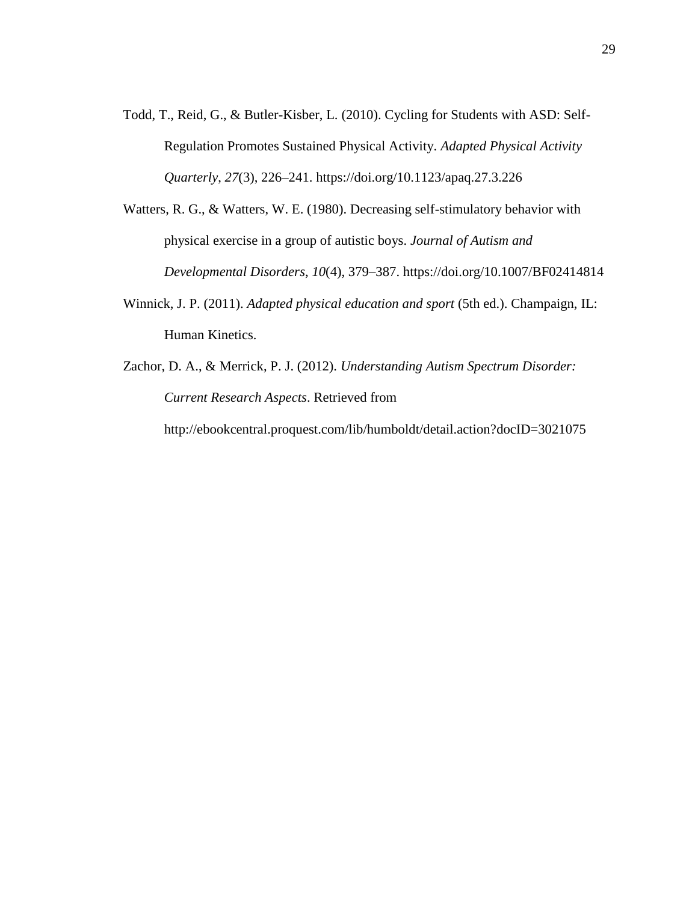Todd, T., Reid, G., & Butler-Kisber, L. (2010). Cycling for Students with ASD: Self-Regulation Promotes Sustained Physical Activity. *Adapted Physical Activity Quarterly*, *27*(3), 226–241. https://doi.org/10.1123/apaq.27.3.226

Watters, R. G., & Watters, W. E. (1980). Decreasing self-stimulatory behavior with physical exercise in a group of autistic boys. *Journal of Autism and Developmental Disorders*, *10*(4), 379–387. https://doi.org/10.1007/BF02414814

Winnick, J. P. (2011). *Adapted physical education and sport* (5th ed.). Champaign, IL: Human Kinetics.

Zachor, D. A., & Merrick, P. J. (2012). *Understanding Autism Spectrum Disorder: Current Research Aspects*. Retrieved from http://ebookcentral.proquest.com/lib/humboldt/detail.action?docID=3021075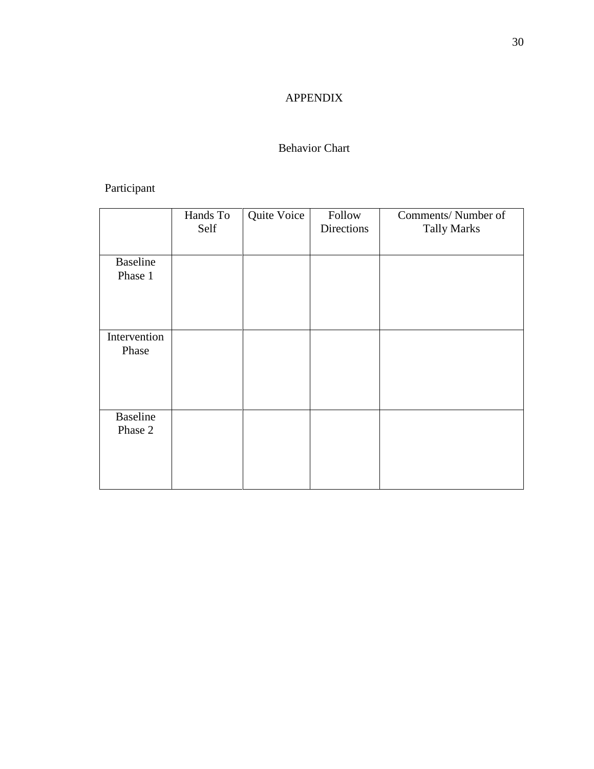# APPENDIX

## Behavior Chart

Participant

| | Hands To Self | Quite Voice | Follow Directions | Comments/ Number of Tally Marks |
|---|---|---|---|---|
| Baseline Phase 1 | | | | |
| Intervention Phase | | | | |
| Baseline Phase 2 | | | | |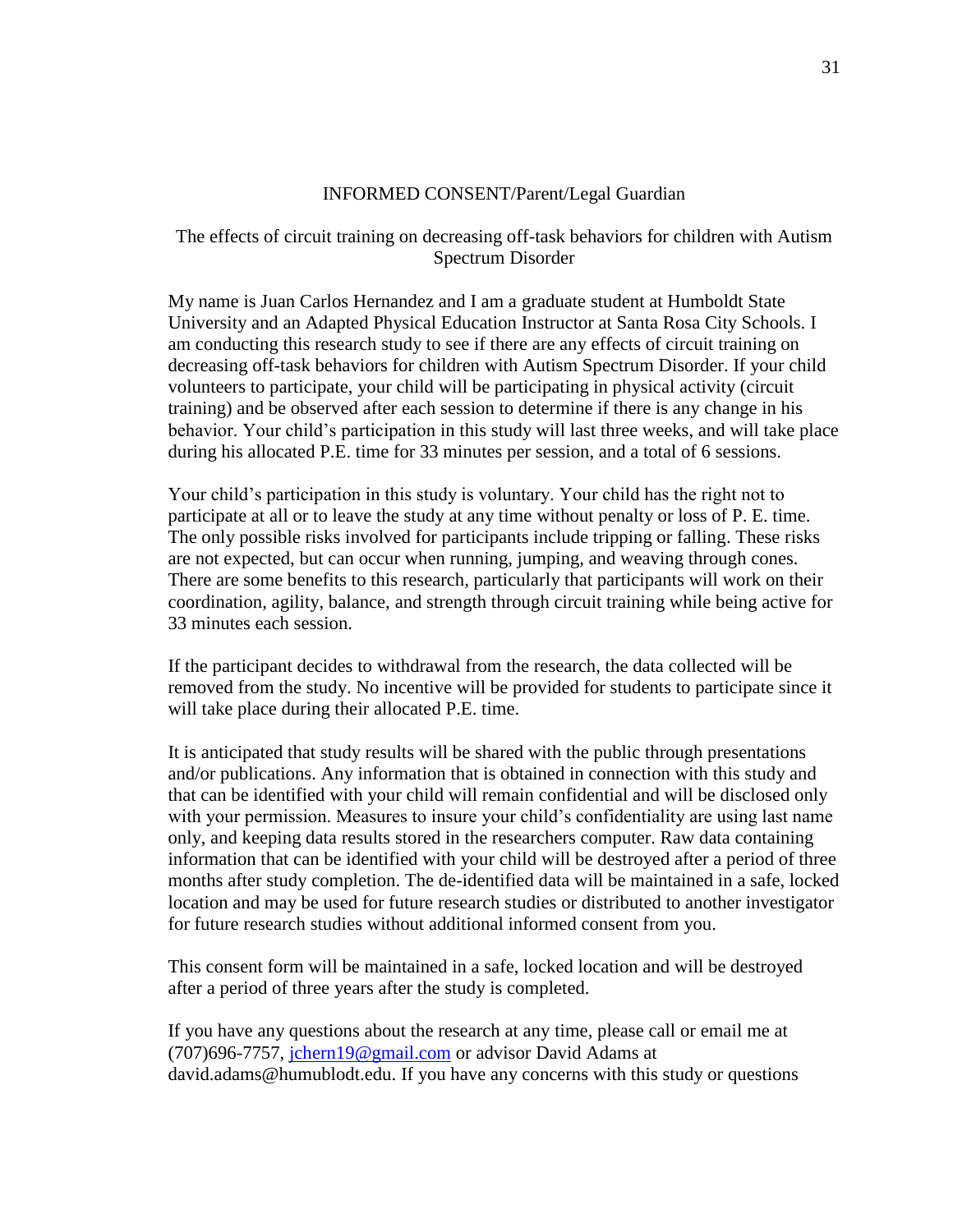INFORMED CONSENT/Parent/Legal Guardian

The effects of circuit training on decreasing off-task behaviors for children with Autism Spectrum Disorder

My name is Juan Carlos Hernandez and I am a graduate student at Humboldt State University and an Adapted Physical Education Instructor at Santa Rosa City Schools. I am conducting this research study to see if there are any effects of circuit training on decreasing off-task behaviors for children with Autism Spectrum Disorder. If your child volunteers to participate, your child will be participating in physical activity (circuit training) and be observed after each session to determine if there is any change in his behavior. Your child's participation in this study will last three weeks, and will take place during his allocated P.E. time for 33 minutes per session, and a total of 6 sessions.

Your child's participation in this study is voluntary. Your child has the right not to participate at all or to leave the study at any time without penalty or loss of P. E. time. The only possible risks involved for participants include tripping or falling. These risks are not expected, but can occur when running, jumping, and weaving through cones. There are some benefits to this research, particularly that participants will work on their coordination, agility, balance, and strength through circuit training while being active for 33 minutes each session.

If the participant decides to withdrawal from the research, the data collected will be removed from the study. No incentive will be provided for students to participate since it will take place during their allocated P.E. time.

It is anticipated that study results will be shared with the public through presentations and/or publications. Any information that is obtained in connection with this study and that can be identified with your child will remain confidential and will be disclosed only with your permission. Measures to insure your child's confidentiality are using last name only, and keeping data results stored in the researchers computer. Raw data containing information that can be identified with your child will be destroyed after a period of three months after study completion. The de-identified data will be maintained in a safe, locked location and may be used for future research studies or distributed to another investigator for future research studies without additional informed consent from you.

This consent form will be maintained in a safe, locked location and will be destroyed after a period of three years after the study is completed.

If you have any questions about the research at any time, please call or email me at (707)696-7757, jchern19@gmail.com or advisor David Adams at david.adams@humublodt.edu. If you have any concerns with this study or questions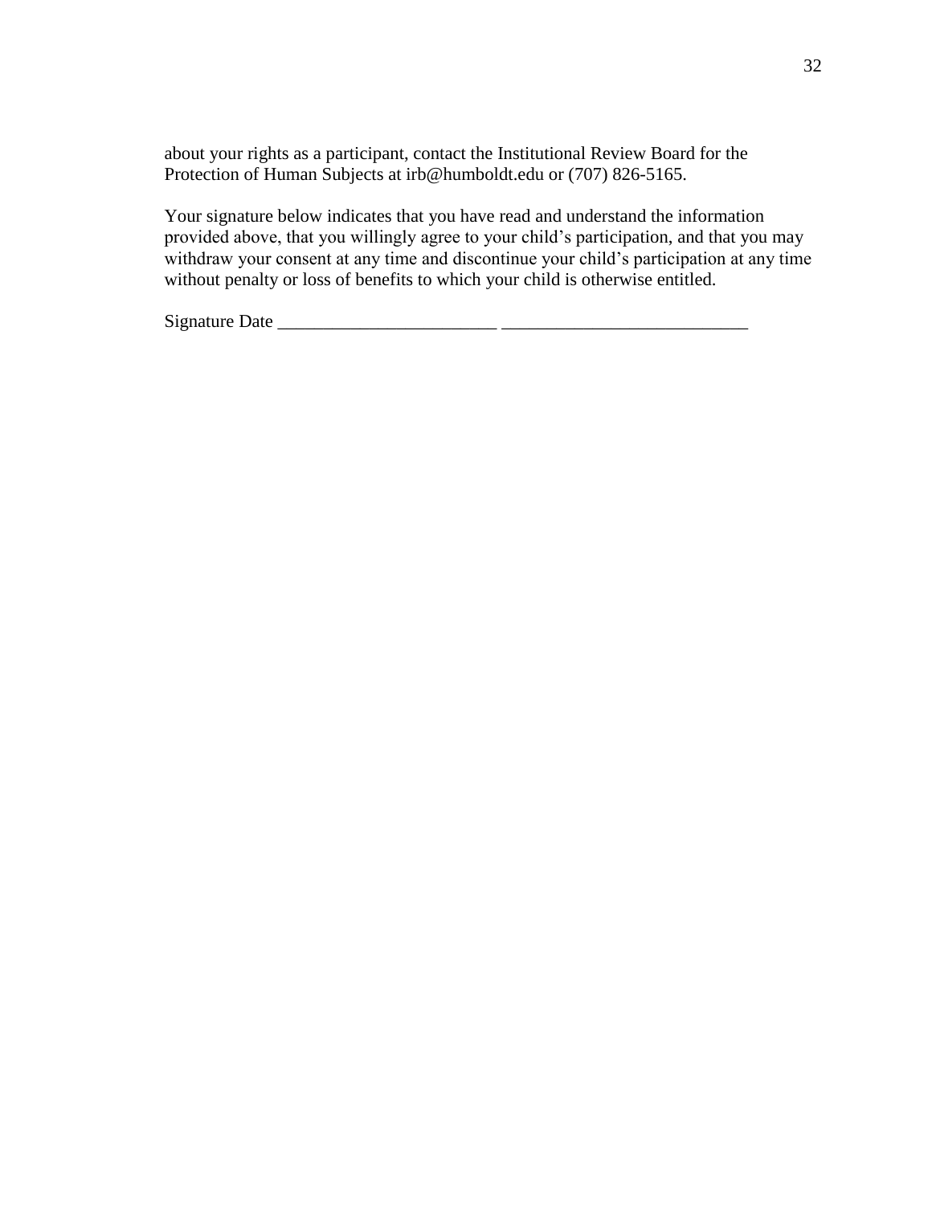about your rights as a participant, contact the Institutional Review Board for the Protection of Human Subjects at irb@humboldt.edu or (707) 826-5165.

Your signature below indicates that you have read and understand the information provided above, that you willingly agree to your child's participation, and that you may withdraw your consent at any time and discontinue your child's participation at any time without penalty or loss of benefits to which your child is otherwise entitled.

Signature Date ________________________ ___________________________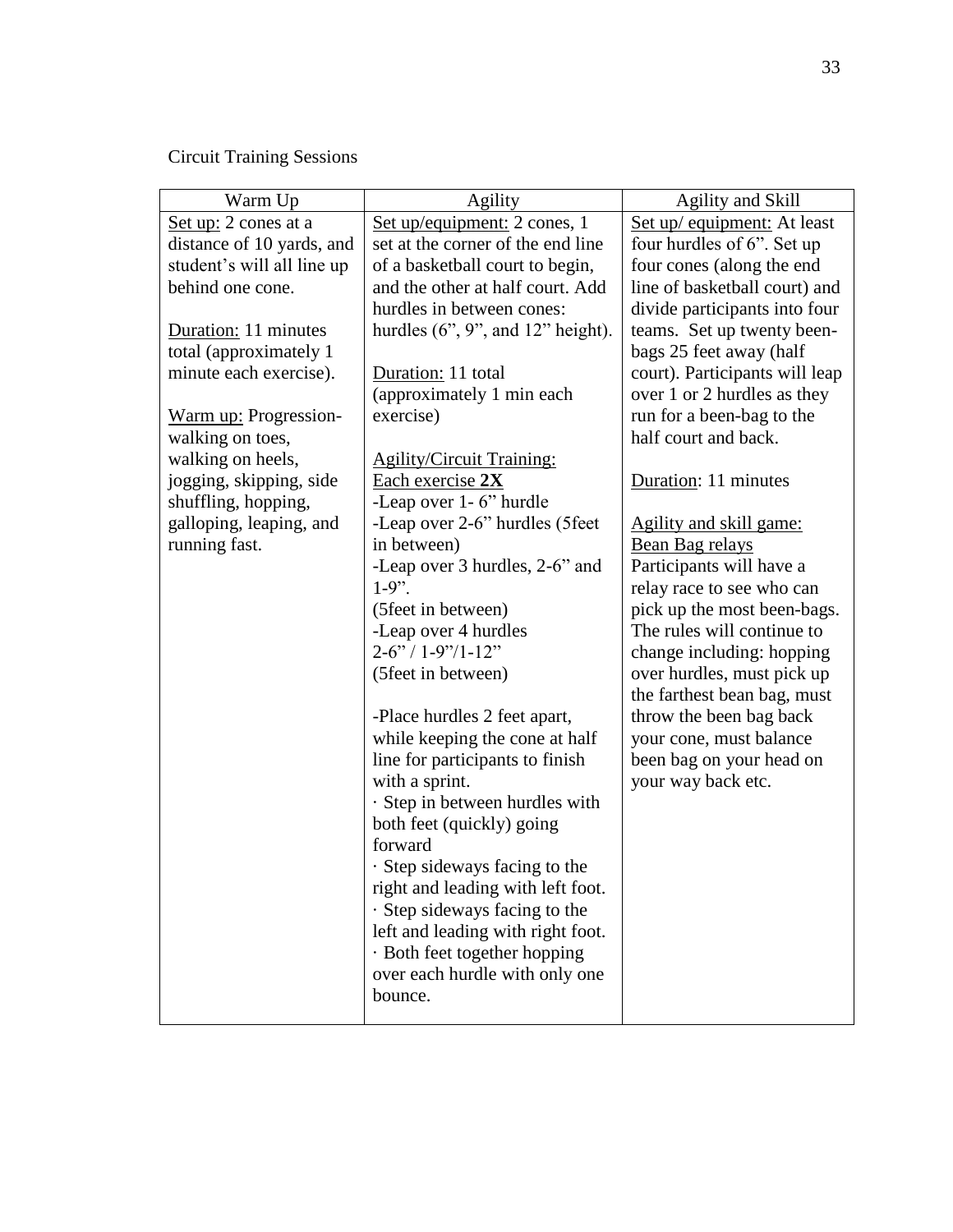Circuit Training Sessions

| Warm Up | Agility | Agility and Skill |
|---|---|---|
| <u>Set up:</u> 2 cones at a distance of 10 yards, and student's will all line up behind one cone.<br><br><u>Duration:</u> 11 minutes total (approximately 1 minute each exercise).<br><br><u>Warm up:</u> Progression- walking on toes, walking on heels, jogging, skipping, side shuffling, hopping, galloping, leaping, and running fast. | <u>Set up/equipment:</u> 2 cones, 1 set at the corner of the end line of a basketball court to begin, and the other at half court. Add hurdles in between cones: hurdles (6", 9", and 12" height).<br><br><u>Duration:</u> 11 total (approximately 1 min each exercise)<br><br><u>Agility/Circuit Training:</u><br><u>Each exercise **2X**</u><br>-Leap over 1- 6" hurdle<br>-Leap over 2-6" hurdles (5feet in between)<br>-Leap over 3 hurdles, 2-6" and 1-9".<br>(5feet in between)<br>-Leap over 4 hurdles<br>2-6" / 1-9"/1-12"<br>(5feet in between)<br><br>-Place hurdles 2 feet apart, while keeping the cone at half line for participants to finish with a sprint.<br>· Step in between hurdles with both feet (quickly) going forward<br>· Step sideways facing to the right and leading with left foot.<br>· Step sideways facing to the left and leading with right foot.<br>· Both feet together hopping over each hurdle with only one bounce. | <u>Set up/ equipment:</u> At least four hurdles of 6". Set up four cones (along the end line of basketball court) and divide participants into four teams. Set up twenty been-bags 25 feet away (half court). Participants will leap over 1 or 2 hurdles as they run for a been-bag to the half court and back.<br><br><u>Duration</u>: 11 minutes<br><br><u>Agility and skill game:</u><br><u>Bean Bag relays</u><br>Participants will have a relay race to see who can pick up the most been-bags. The rules will continue to change including: hopping over hurdles, must pick up the farthest bean bag, must throw the been bag back your cone, must balance been bag on your head on your way back etc. |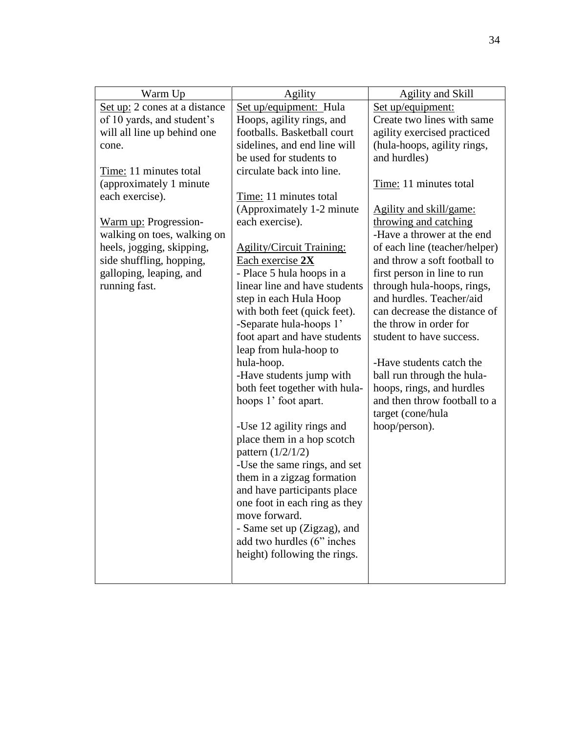| Warm Up | Agility | Agility and Skill |
|---|---|---|
| Set up: 2 cones at a distance of 10 yards, and student's will all line up behind one cone.<br><br>Time: 11 minutes total (approximately 1 minute each exercise).<br><br>Warm up: Progression- walking on toes, walking on heels, jogging, skipping, side shuffling, hopping, galloping, leaping, and running fast. | Set up/equipment: Hula Hoops, agility rings, and footballs. Basketball court sidelines, and end line will be used for students to circulate back into line.<br><br>Time: 11 minutes total (Approximately 1-2 minute each exercise).<br><br>Agility/Circuit Training: Each exercise **2X**<br>- Place 5 hula hoops in a linear line and have students step in each Hula Hoop with both feet (quick feet).<br>-Separate hula-hoops 1' foot apart and have students leap from hula-hoop to hula-hoop.<br>-Have students jump with both feet together with hula-hoops 1' foot apart.<br><br>-Use 12 agility rings and place them in a hop scotch pattern (1/2/1/2)<br>-Use the same rings, and set them in a zigzag formation and have participants place one foot in each ring as they move forward.<br>- Same set up (Zigzag), and add two hurdles (6" inches height) following the rings. | Set up/equipment: Create two lines with same agility exercised practiced (hula-hoops, agility rings, and hurdles)<br><br>Time: 11 minutes total<br><br>Agility and skill/game: throwing and catching<br>-Have a thrower at the end of each line (teacher/helper) and throw a soft football to first person in line to run through hula-hoops, rings, and hurdles. Teacher/aid can decrease the distance of the throw in order for student to have success.<br><br>-Have students catch the ball run through the hula-hoops, rings, and hurdles and then throw football to a target (cone/hula hoop/person). |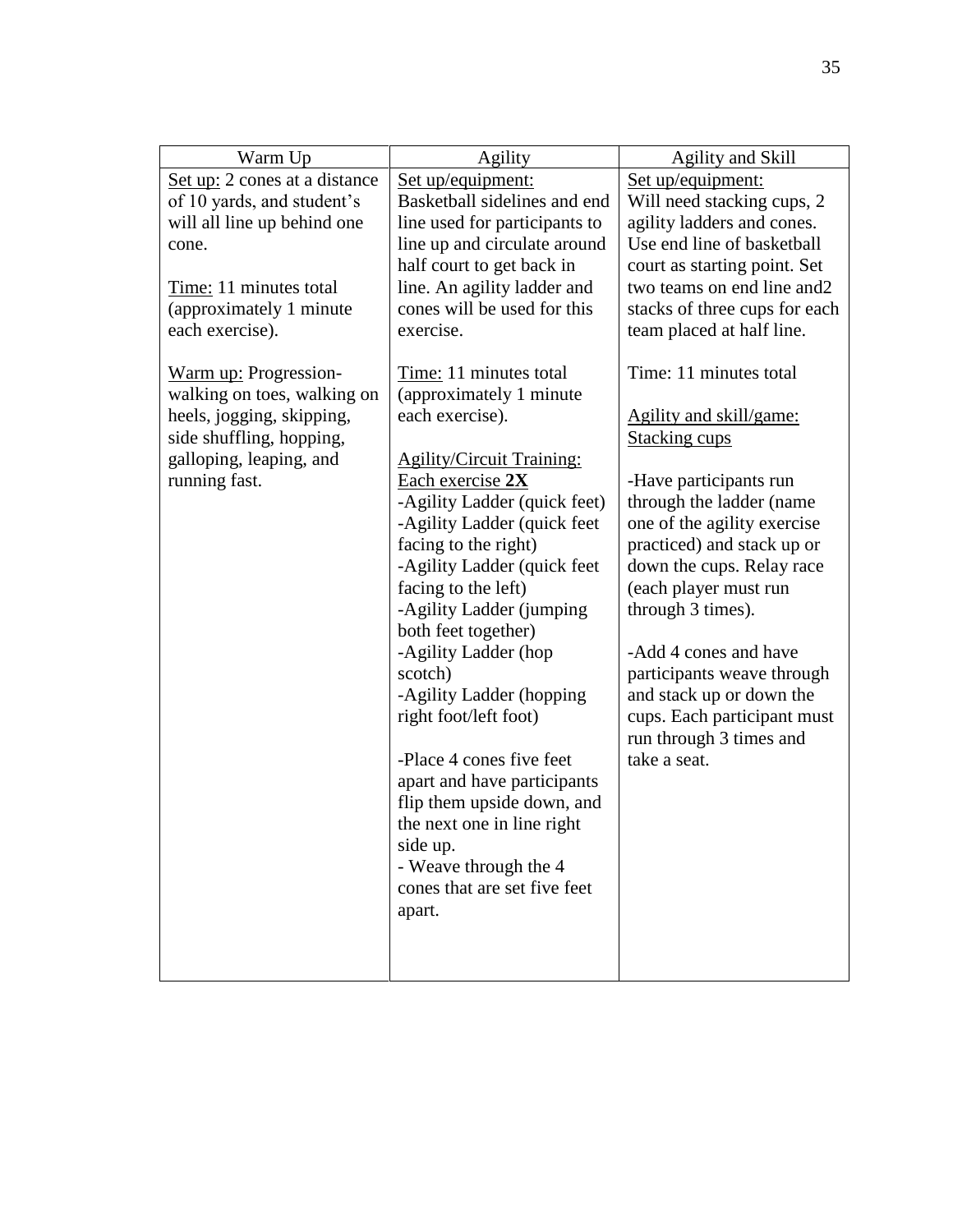| Warm Up | Agility | Agility and Skill |
|---|---|---|
| <u>Set up:</u> 2 cones at a distance of 10 yards, and student's will all line up behind one cone.<br><br><u>Time:</u> 11 minutes total (approximately 1 minute each exercise).<br><br><u>Warm up:</u> Progression-walking on toes, walking on heels, jogging, skipping, side shuffling, hopping, galloping, leaping, and running fast. | <u>Set up/equipment:</u> Basketball sidelines and end line used for participants to line up and circulate around half court to get back in line. An agility ladder and cones will be used for this exercise.<br><br><u>Time:</u> 11 minutes total (approximately 1 minute each exercise).<br><br><u>Agility/Circuit Training:</u><br><u>Each exercise **2X**</u><br>-Agility Ladder (quick feet)<br>-Agility Ladder (quick feet facing to the right)<br>-Agility Ladder (quick feet facing to the left)<br>-Agility Ladder (jumping both feet together)<br>-Agility Ladder (hop scotch)<br>-Agility Ladder (hopping right foot/left foot)<br><br>-Place 4 cones five feet apart and have participants flip them upside down, and the next one in line right side up.<br>- Weave through the 4 cones that are set five feet apart. | <u>Set up/equipment:</u> Will need stacking cups, 2 agility ladders and cones. Use end line of basketball court as starting point. Set two teams on end line and2 stacks of three cups for each team placed at half line.<br><br>Time: 11 minutes total<br><br><u>Agility and skill/game: Stacking cups</u><br><br>-Have participants run through the ladder (name one of the agility exercise practiced) and stack up or down the cups. Relay race (each player must run through 3 times).<br><br>-Add 4 cones and have participants weave through and stack up or down the cups. Each participant must run through 3 times and take a seat. |